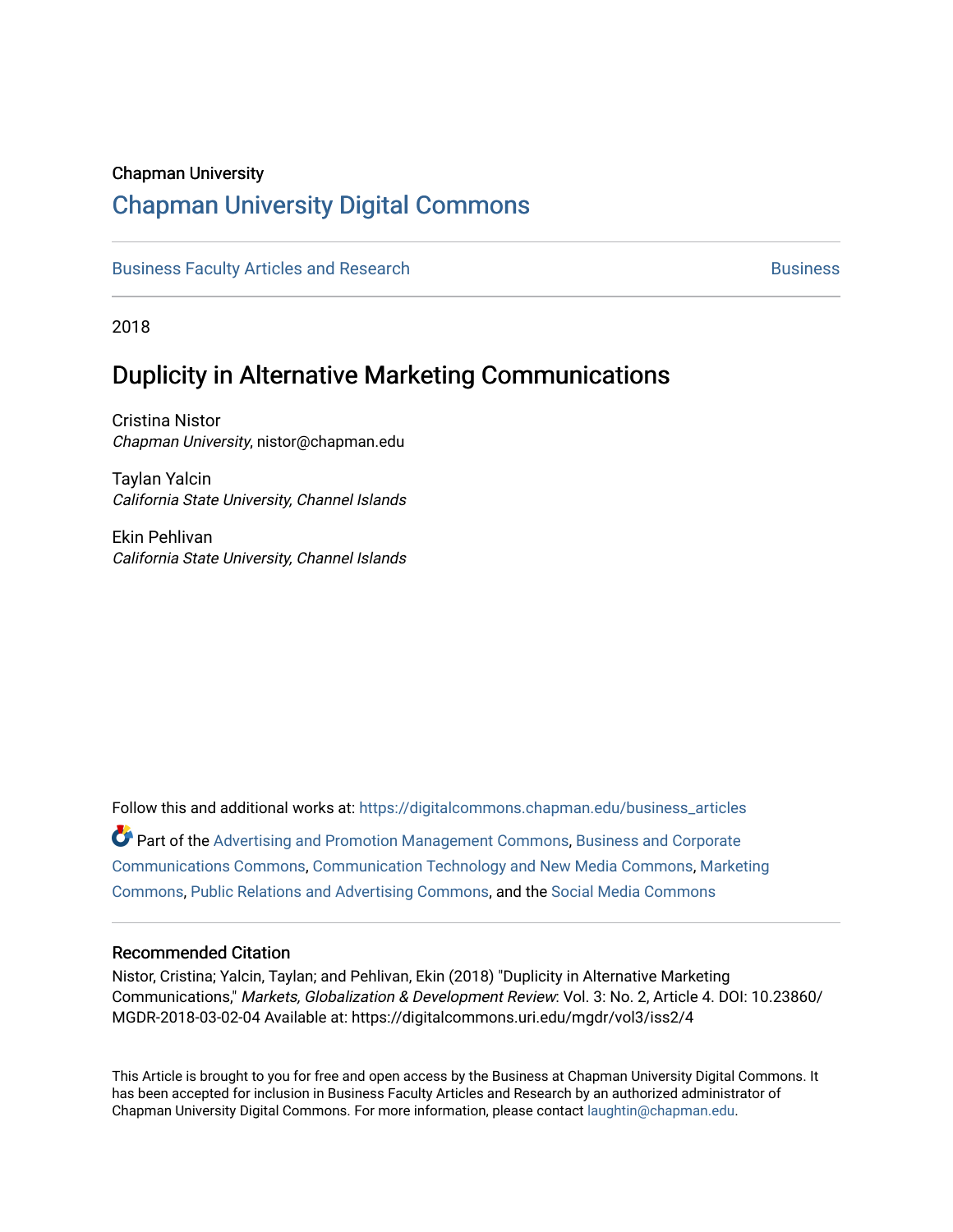Chapman University

# Chapman University Digital Commons

Business Faculty Articles and Research | Business

2018

## Duplicity in Alternative Marketing Communications

Cristina Nistor
*Chapman University*, nistor@chapman.edu

Taylan Yalcin
*California State University, Channel Islands*

Ekin Pehlivan
*California State University, Channel Islands*

Follow this and additional works at: https://digitalcommons.chapman.edu/business_articles

Part of the Advertising and Promotion Management Commons, Business and Corporate Communications Commons, Communication Technology and New Media Commons, Marketing Commons, Public Relations and Advertising Commons, and the Social Media Commons

### Recommended Citation

Nistor, Cristina; Yalcin, Taylan; and Pehlivan, Ekin (2018) "Duplicity in Alternative Marketing Communications," *Markets, Globalization & Development Review*: Vol. 3: No. 2, Article 4. DOI: 10.23860/MGDR-2018-03-02-04 Available at: https://digitalcommons.uri.edu/mgdr/vol3/iss2/4

This Article is brought to you for free and open access by the Business at Chapman University Digital Commons. It has been accepted for inclusion in Business Faculty Articles and Research by an authorized administrator of Chapman University Digital Commons. For more information, please contact laughtin@chapman.edu.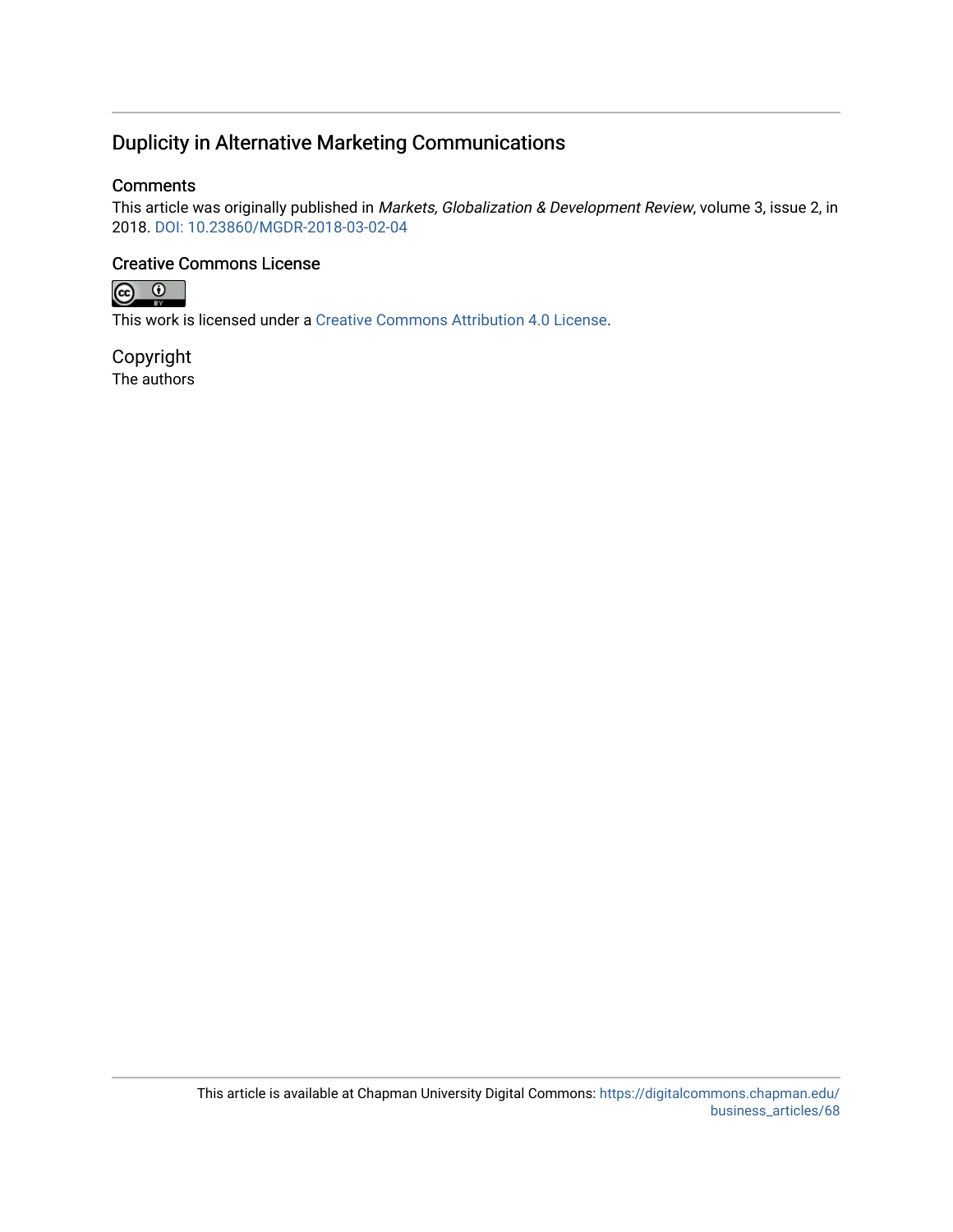# Duplicity in Alternative Marketing Communications

## Comments

This article was originally published in *Markets, Globalization & Development Review*, volume 3, issue 2, in 2018. DOI: 10.23860/MGDR-2018-03-02-04

## Creative Commons License

This work is licensed under a Creative Commons Attribution 4.0 License.

## Copyright

The authors

This article is available at Chapman University Digital Commons: https://digitalcommons.chapman.edu/business_articles/68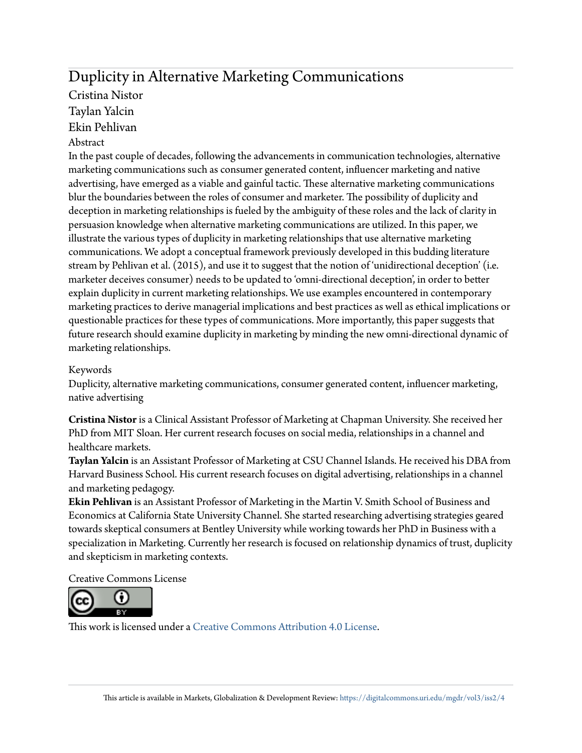# Duplicity in Alternative Marketing Communications

Cristina Nistor

Taylan Yalcin

Ekin Pehlivan

## Abstract

In the past couple of decades, following the advancements in communication technologies, alternative marketing communications such as consumer generated content, influencer marketing and native advertising, have emerged as a viable and gainful tactic. These alternative marketing communications blur the boundaries between the roles of consumer and marketer. The possibility of duplicity and deception in marketing relationships is fueled by the ambiguity of these roles and the lack of clarity in persuasion knowledge when alternative marketing communications are utilized. In this paper, we illustrate the various types of duplicity in marketing relationships that use alternative marketing communications. We adopt a conceptual framework previously developed in this budding literature stream by Pehlivan et al. (2015), and use it to suggest that the notion of 'unidirectional deception' (i.e. marketer deceives consumer) needs to be updated to 'omni-directional deception', in order to better explain duplicity in current marketing relationships. We use examples encountered in contemporary marketing practices to derive managerial implications and best practices as well as ethical implications or questionable practices for these types of communications. More importantly, this paper suggests that future research should examine duplicity in marketing by minding the new omni-directional dynamic of marketing relationships.

## Keywords

Duplicity, alternative marketing communications, consumer generated content, influencer marketing, native advertising

**Cristina Nistor** is a Clinical Assistant Professor of Marketing at Chapman University. She received her PhD from MIT Sloan. Her current research focuses on social media, relationships in a channel and healthcare markets.

**Taylan Yalcin** is an Assistant Professor of Marketing at CSU Channel Islands. He received his DBA from Harvard Business School. His current research focuses on digital advertising, relationships in a channel and marketing pedagogy.

**Ekin Pehlivan** is an Assistant Professor of Marketing in the Martin V. Smith School of Business and Economics at California State University Channel. She started researching advertising strategies geared towards skeptical consumers at Bentley University while working towards her PhD in Business with a specialization in Marketing. Currently her research is focused on relationship dynamics of trust, duplicity and skepticism in marketing contexts.

Creative Commons License

This work is licensed under a Creative Commons Attribution 4.0 License.

This article is available in Markets, Globalization & Development Review: https://digitalcommons.uri.edu/mgdr/vol3/iss2/4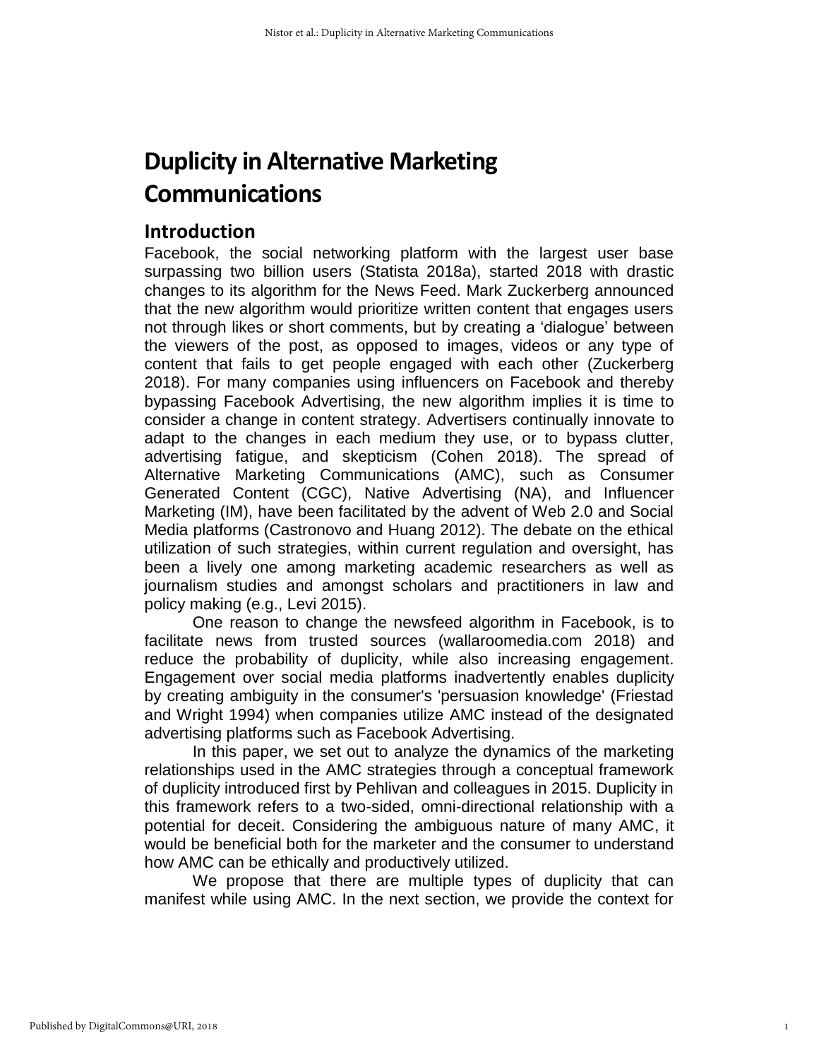# Duplicity in Alternative Marketing Communications

## Introduction

Facebook, the social networking platform with the largest user base surpassing two billion users (Statista 2018a), started 2018 with drastic changes to its algorithm for the News Feed. Mark Zuckerberg announced that the new algorithm would prioritize written content that engages users not through likes or short comments, but by creating a 'dialogue' between the viewers of the post, as opposed to images, videos or any type of content that fails to get people engaged with each other (Zuckerberg 2018). For many companies using influencers on Facebook and thereby bypassing Facebook Advertising, the new algorithm implies it is time to consider a change in content strategy. Advertisers continually innovate to adapt to the changes in each medium they use, or to bypass clutter, advertising fatigue, and skepticism (Cohen 2018). The spread of Alternative Marketing Communications (AMC), such as Consumer Generated Content (CGC), Native Advertising (NA), and Influencer Marketing (IM), have been facilitated by the advent of Web 2.0 and Social Media platforms (Castronovo and Huang 2012). The debate on the ethical utilization of such strategies, within current regulation and oversight, has been a lively one among marketing academic researchers as well as journalism studies and amongst scholars and practitioners in law and policy making (e.g., Levi 2015).

One reason to change the newsfeed algorithm in Facebook, is to facilitate news from trusted sources (wallaroomedia.com 2018) and reduce the probability of duplicity, while also increasing engagement. Engagement over social media platforms inadvertently enables duplicity by creating ambiguity in the consumer's 'persuasion knowledge' (Friestad and Wright 1994) when companies utilize AMC instead of the designated advertising platforms such as Facebook Advertising.

In this paper, we set out to analyze the dynamics of the marketing relationships used in the AMC strategies through a conceptual framework of duplicity introduced first by Pehlivan and colleagues in 2015. Duplicity in this framework refers to a two-sided, omni-directional relationship with a potential for deceit. Considering the ambiguous nature of many AMC, it would be beneficial both for the marketer and the consumer to understand how AMC can be ethically and productively utilized.

We propose that there are multiple types of duplicity that can manifest while using AMC. In the next section, we provide the context for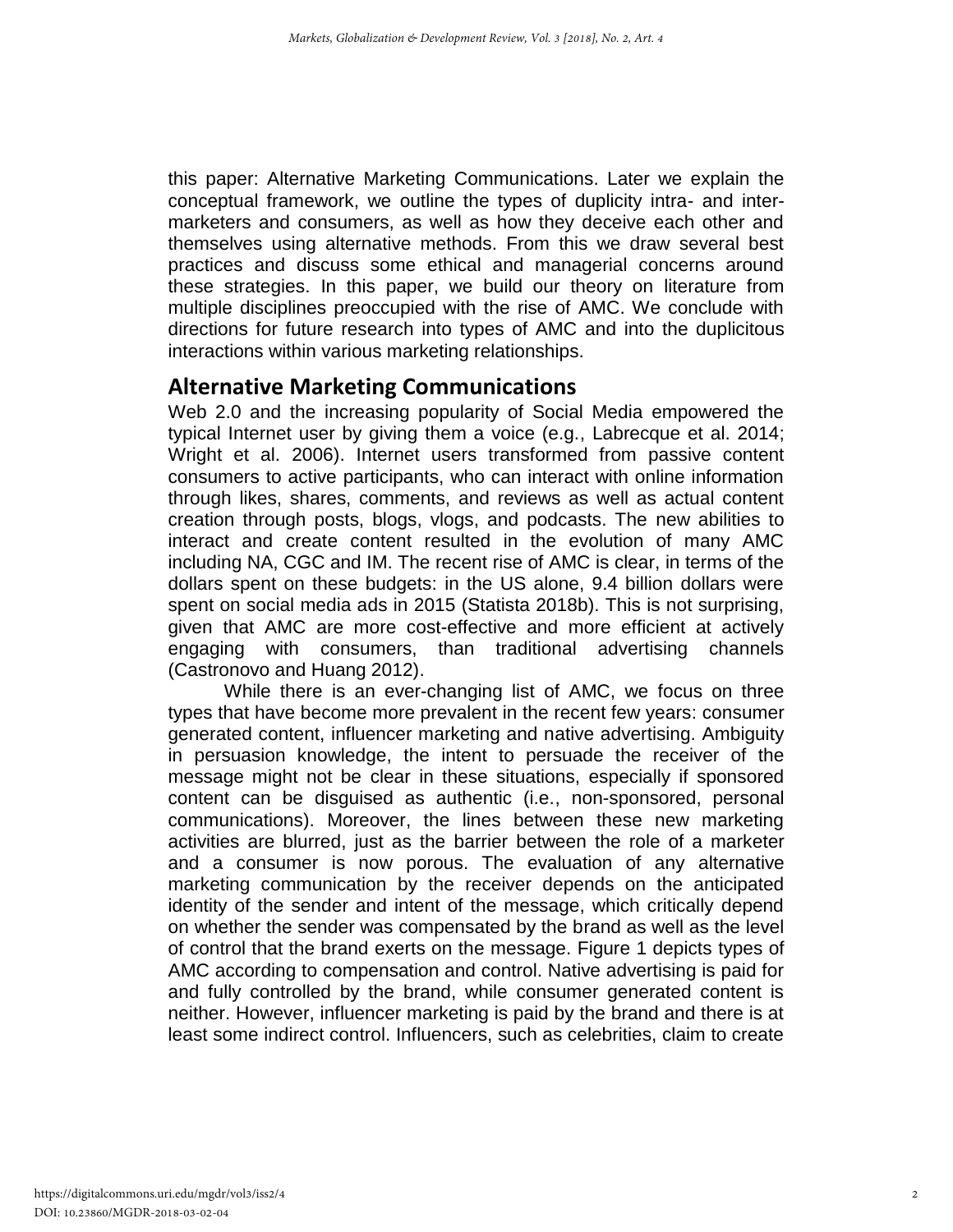this paper: Alternative Marketing Communications. Later we explain the conceptual framework, we outline the types of duplicity intra- and inter-marketers and consumers, as well as how they deceive each other and themselves using alternative methods. From this we draw several best practices and discuss some ethical and managerial concerns around these strategies. In this paper, we build our theory on literature from multiple disciplines preoccupied with the rise of AMC. We conclude with directions for future research into types of AMC and into the duplicitous interactions within various marketing relationships.

## Alternative Marketing Communications

Web 2.0 and the increasing popularity of Social Media empowered the typical Internet user by giving them a voice (e.g., Labrecque et al. 2014; Wright et al. 2006). Internet users transformed from passive content consumers to active participants, who can interact with online information through likes, shares, comments, and reviews as well as actual content creation through posts, blogs, vlogs, and podcasts. The new abilities to interact and create content resulted in the evolution of many AMC including NA, CGC and IM. The recent rise of AMC is clear, in terms of the dollars spent on these budgets: in the US alone, 9.4 billion dollars were spent on social media ads in 2015 (Statista 2018b). This is not surprising, given that AMC are more cost-effective and more efficient at actively engaging with consumers, than traditional advertising channels (Castronovo and Huang 2012).

While there is an ever-changing list of AMC, we focus on three types that have become more prevalent in the recent few years: consumer generated content, influencer marketing and native advertising. Ambiguity in persuasion knowledge, the intent to persuade the receiver of the message might not be clear in these situations, especially if sponsored content can be disguised as authentic (i.e., non-sponsored, personal communications). Moreover, the lines between these new marketing activities are blurred, just as the barrier between the role of a marketer and a consumer is now porous. The evaluation of any alternative marketing communication by the receiver depends on the anticipated identity of the sender and intent of the message, which critically depend on whether the sender was compensated by the brand as well as the level of control that the brand exerts on the message. Figure 1 depicts types of AMC according to compensation and control. Native advertising is paid for and fully controlled by the brand, while consumer generated content is neither. However, influencer marketing is paid by the brand and there is at least some indirect control. Influencers, such as celebrities, claim to create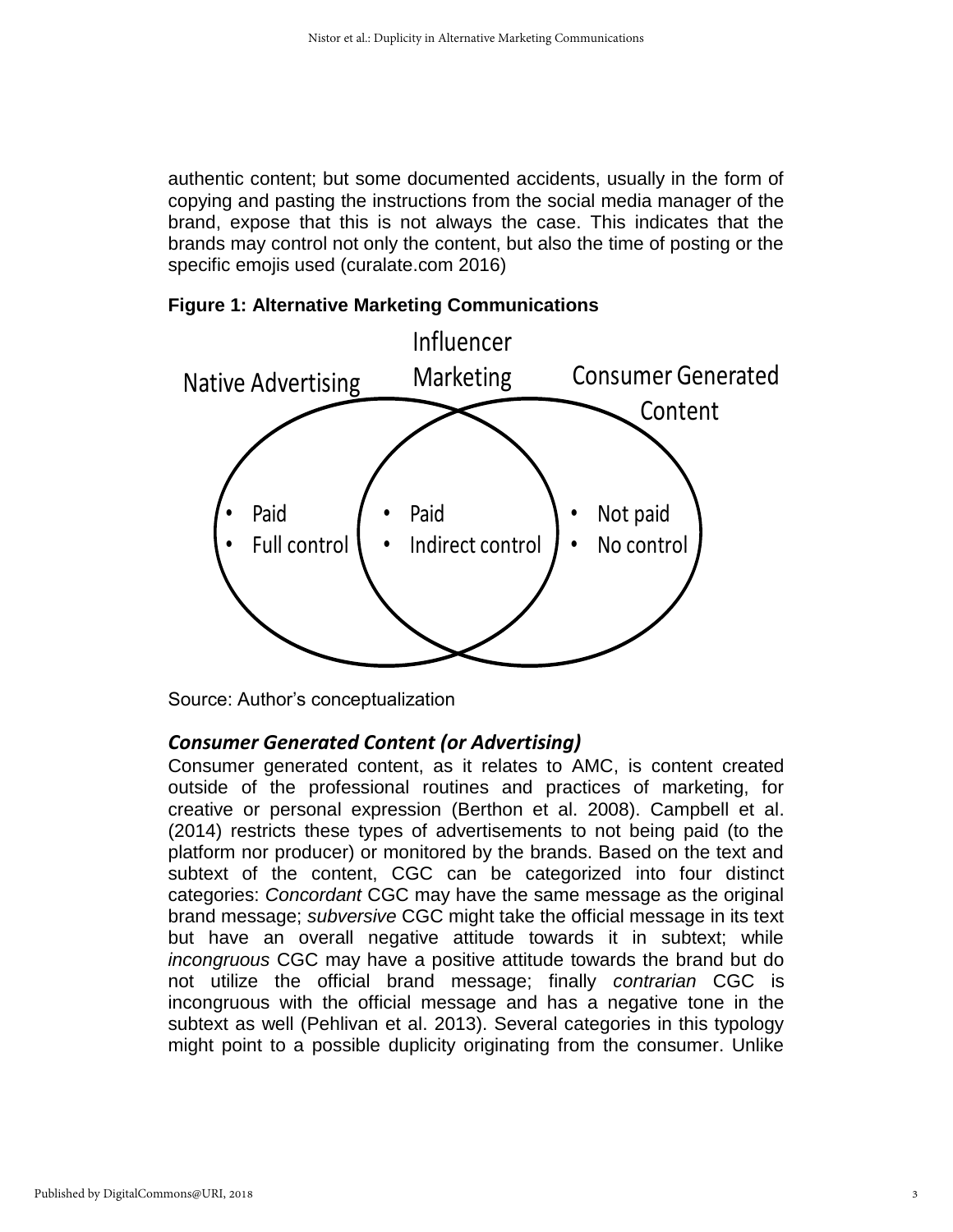authentic content; but some documented accidents, usually in the form of copying and pasting the instructions from the social media manager of the brand, expose that this is not always the case. This indicates that the brands may control not only the content, but also the time of posting or the specific emojis used (curalate.com 2016)

**Figure 1: Alternative Marketing Communications**

Native Advertising

- Paid
- Full control

Influencer Marketing

- Paid
- Indirect control

Consumer Generated Content

- Not paid
- No control

Source: Author's conceptualization

### *Consumer Generated Content (or Advertising)*

Consumer generated content, as it relates to AMC, is content created outside of the professional routines and practices of marketing, for creative or personal expression (Berthon et al. 2008). Campbell et al. (2014) restricts these types of advertisements to not being paid (to the platform nor producer) or monitored by the brands. Based on the text and subtext of the content, CGC can be categorized into four distinct categories: *Concordant* CGC may have the same message as the original brand message; *subversive* CGC might take the official message in its text but have an overall negative attitude towards it in subtext; while *incongruous* CGC may have a positive attitude towards the brand but do not utilize the official brand message; finally *contrarian* CGC is incongruous with the official message and has a negative tone in the subtext as well (Pehlivan et al. 2013). Several categories in this typology might point to a possible duplicity originating from the consumer. Unlike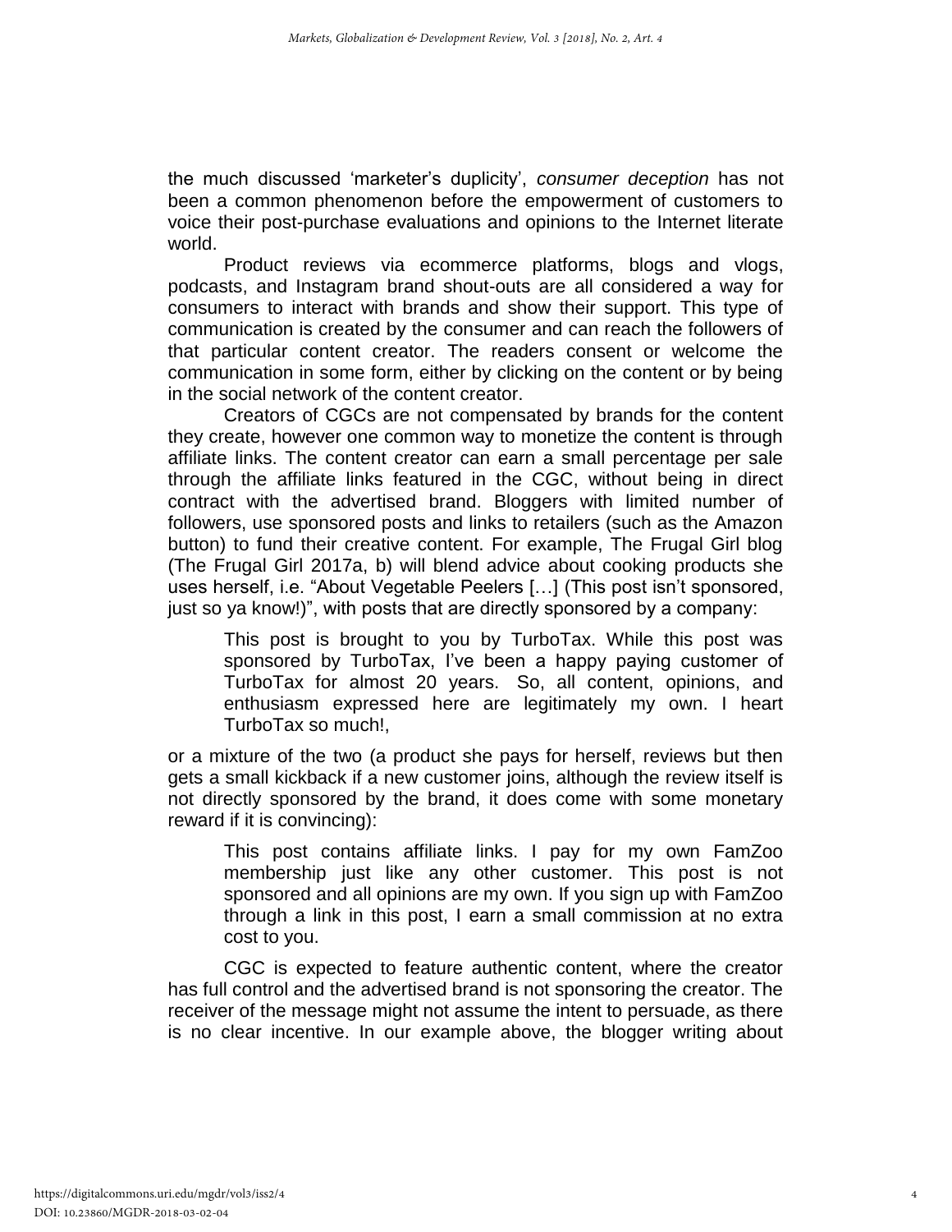the much discussed 'marketer's duplicity', *consumer deception* has not been a common phenomenon before the empowerment of customers to voice their post-purchase evaluations and opinions to the Internet literate world.

Product reviews via ecommerce platforms, blogs and vlogs, podcasts, and Instagram brand shout-outs are all considered a way for consumers to interact with brands and show their support. This type of communication is created by the consumer and can reach the followers of that particular content creator. The readers consent or welcome the communication in some form, either by clicking on the content or by being in the social network of the content creator.

Creators of CGCs are not compensated by brands for the content they create, however one common way to monetize the content is through affiliate links. The content creator can earn a small percentage per sale through the affiliate links featured in the CGC, without being in direct contract with the advertised brand. Bloggers with limited number of followers, use sponsored posts and links to retailers (such as the Amazon button) to fund their creative content. For example, The Frugal Girl blog (The Frugal Girl 2017a, b) will blend advice about cooking products she uses herself, i.e. "About Vegetable Peelers […] (This post isn't sponsored, just so ya know!)", with posts that are directly sponsored by a company:

> This post is brought to you by TurboTax. While this post was sponsored by TurboTax, I've been a happy paying customer of TurboTax for almost 20 years. So, all content, opinions, and enthusiasm expressed here are legitimately my own. I heart TurboTax so much!,

or a mixture of the two (a product she pays for herself, reviews but then gets a small kickback if a new customer joins, although the review itself is not directly sponsored by the brand, it does come with some monetary reward if it is convincing):

> This post contains affiliate links. I pay for my own FamZoo membership just like any other customer. This post is not sponsored and all opinions are my own. If you sign up with FamZoo through a link in this post, I earn a small commission at no extra cost to you.

CGC is expected to feature authentic content, where the creator has full control and the advertised brand is not sponsoring the creator. The receiver of the message might not assume the intent to persuade, as there is no clear incentive. In our example above, the blogger writing about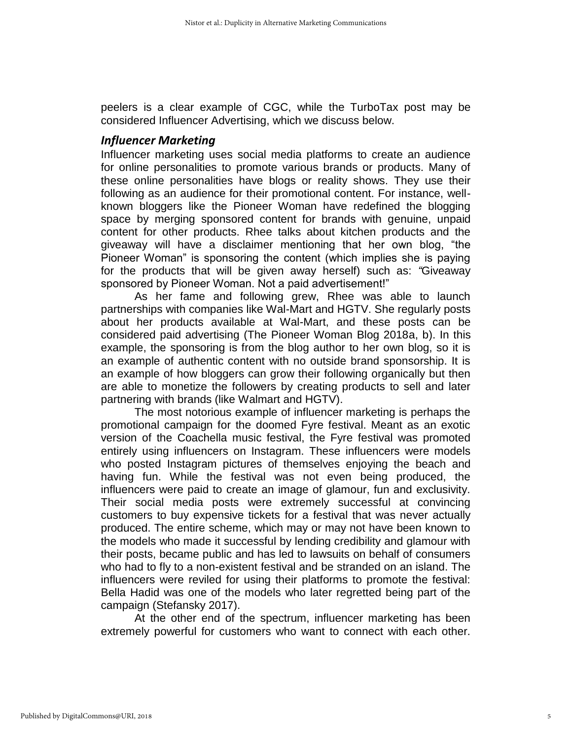peelers is a clear example of CGC, while the TurboTax post may be considered Influencer Advertising, which we discuss below.

### *Influencer Marketing*

Influencer marketing uses social media platforms to create an audience for online personalities to promote various brands or products. Many of these online personalities have blogs or reality shows. They use their following as an audience for their promotional content. For instance, well-known bloggers like the Pioneer Woman have redefined the blogging space by merging sponsored content for brands with genuine, unpaid content for other products. Rhee talks about kitchen products and the giveaway will have a disclaimer mentioning that her own blog, "the Pioneer Woman" is sponsoring the content (which implies she is paying for the products that will be given away herself) such as: *"*Giveaway sponsored by Pioneer Woman. Not a paid advertisement!"

As her fame and following grew, Rhee was able to launch partnerships with companies like Wal-Mart and HGTV. She regularly posts about her products available at Wal-Mart, and these posts can be considered paid advertising (The Pioneer Woman Blog 2018a, b). In this example, the sponsoring is from the blog author to her own blog, so it is an example of authentic content with no outside brand sponsorship. It is an example of how bloggers can grow their following organically but then are able to monetize the followers by creating products to sell and later partnering with brands (like Walmart and HGTV).

The most notorious example of influencer marketing is perhaps the promotional campaign for the doomed Fyre festival. Meant as an exotic version of the Coachella music festival, the Fyre festival was promoted entirely using influencers on Instagram. These influencers were models who posted Instagram pictures of themselves enjoying the beach and having fun. While the festival was not even being produced, the influencers were paid to create an image of glamour, fun and exclusivity. Their social media posts were extremely successful at convincing customers to buy expensive tickets for a festival that was never actually produced. The entire scheme, which may or may not have been known to the models who made it successful by lending credibility and glamour with their posts, became public and has led to lawsuits on behalf of consumers who had to fly to a non-existent festival and be stranded on an island. The influencers were reviled for using their platforms to promote the festival: Bella Hadid was one of the models who later regretted being part of the campaign (Stefansky 2017).

At the other end of the spectrum, influencer marketing has been extremely powerful for customers who want to connect with each other.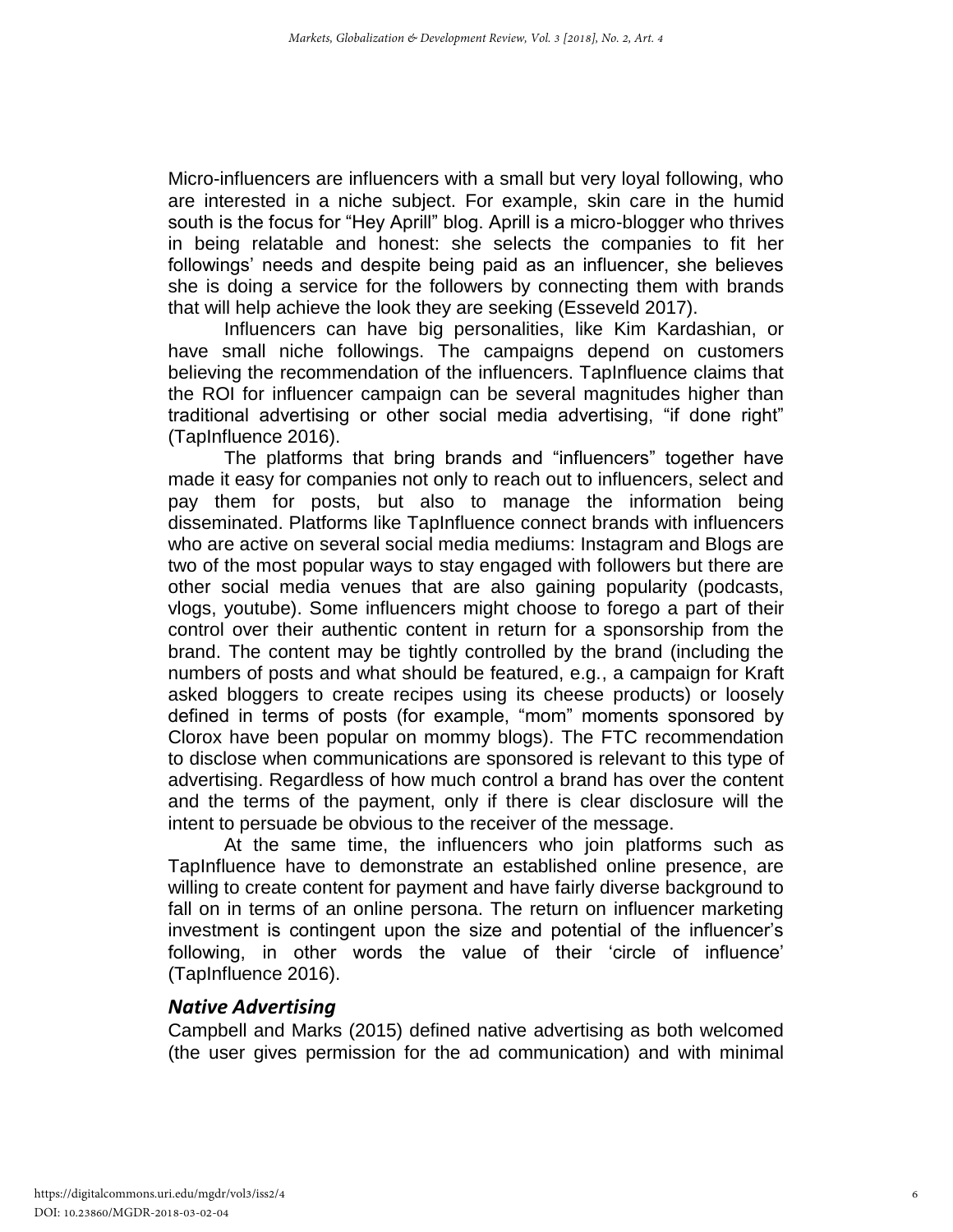Micro-influencers are influencers with a small but very loyal following, who are interested in a niche subject. For example, skin care in the humid south is the focus for “Hey Aprill” blog. Aprill is a micro-blogger who thrives in being relatable and honest: she selects the companies to fit her followings’ needs and despite being paid as an influencer, she believes she is doing a service for the followers by connecting them with brands that will help achieve the look they are seeking (Esseveld 2017).

Influencers can have big personalities, like Kim Kardashian, or have small niche followings. The campaigns depend on customers believing the recommendation of the influencers. TapInfluence claims that the ROI for influencer campaign can be several magnitudes higher than traditional advertising or other social media advertising, “if done right” (TapInfluence 2016).

The platforms that bring brands and “influencers” together have made it easy for companies not only to reach out to influencers, select and pay them for posts, but also to manage the information being disseminated. Platforms like TapInfluence connect brands with influencers who are active on several social media mediums: Instagram and Blogs are two of the most popular ways to stay engaged with followers but there are other social media venues that are also gaining popularity (podcasts, vlogs, youtube). Some influencers might choose to forego a part of their control over their authentic content in return for a sponsorship from the brand. The content may be tightly controlled by the brand (including the numbers of posts and what should be featured, e.g., a campaign for Kraft asked bloggers to create recipes using its cheese products) or loosely defined in terms of posts (for example, “mom” moments sponsored by Clorox have been popular on mommy blogs). The FTC recommendation to disclose when communications are sponsored is relevant to this type of advertising. Regardless of how much control a brand has over the content and the terms of the payment, only if there is clear disclosure will the intent to persuade be obvious to the receiver of the message.

At the same time, the influencers who join platforms such as TapInfluence have to demonstrate an established online presence, are willing to create content for payment and have fairly diverse background to fall on in terms of an online persona. The return on influencer marketing investment is contingent upon the size and potential of the influencer’s following, in other words the value of their ‘circle of influence’ (TapInfluence 2016).

### *Native Advertising*

Campbell and Marks (2015) defined native advertising as both welcomed (the user gives permission for the ad communication) and with minimal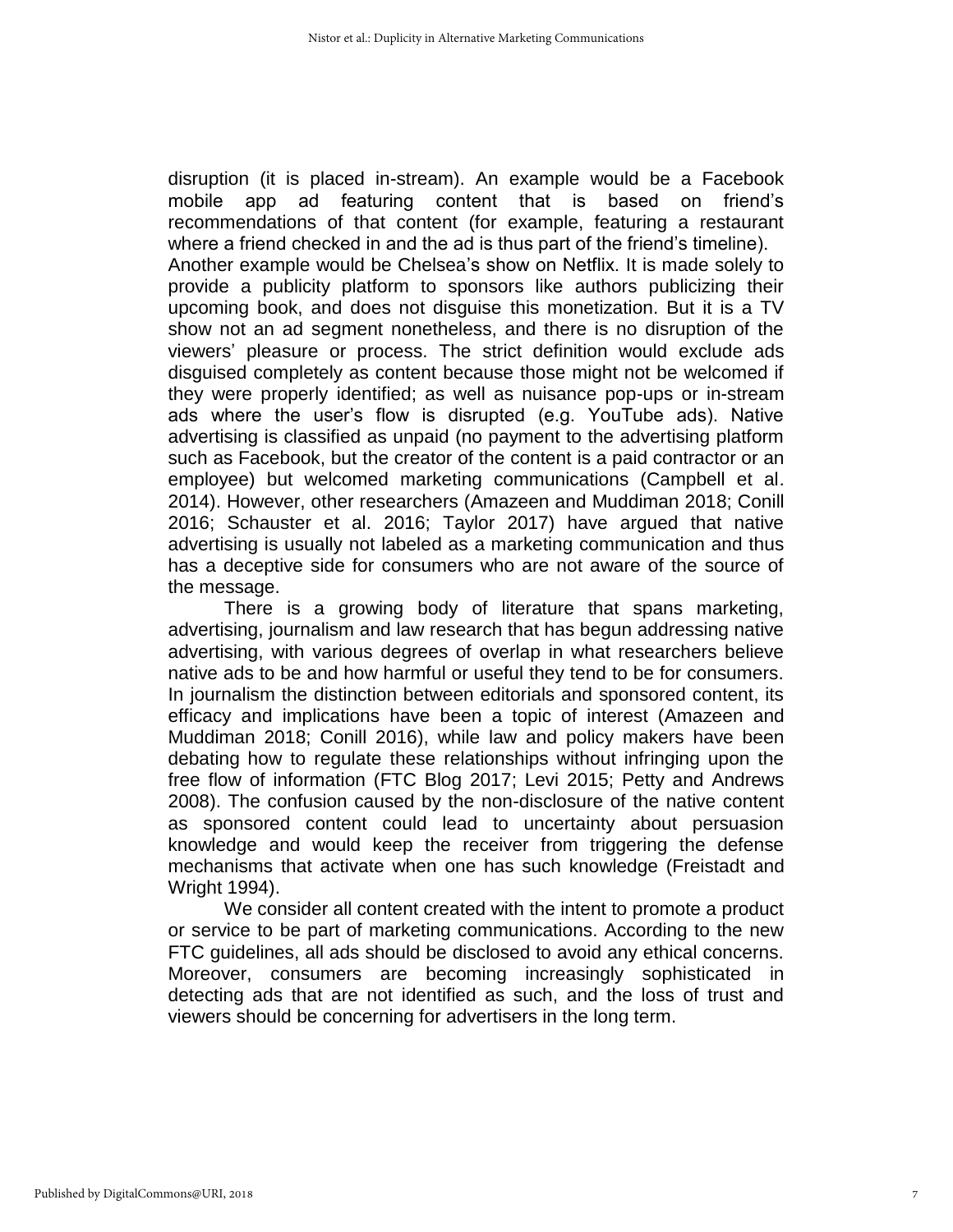disruption (it is placed in-stream). An example would be a Facebook mobile app ad featuring content that is based on friend's recommendations of that content (for example, featuring a restaurant where a friend checked in and the ad is thus part of the friend's timeline). Another example would be Chelsea's show on Netflix. It is made solely to provide a publicity platform to sponsors like authors publicizing their upcoming book, and does not disguise this monetization. But it is a TV show not an ad segment nonetheless, and there is no disruption of the viewers' pleasure or process. The strict definition would exclude ads disguised completely as content because those might not be welcomed if they were properly identified; as well as nuisance pop-ups or in-stream ads where the user's flow is disrupted (e.g. YouTube ads). Native advertising is classified as unpaid (no payment to the advertising platform such as Facebook, but the creator of the content is a paid contractor or an employee) but welcomed marketing communications (Campbell et al. 2014). However, other researchers (Amazeen and Muddiman 2018; Conill 2016; Schauster et al. 2016; Taylor 2017) have argued that native advertising is usually not labeled as a marketing communication and thus has a deceptive side for consumers who are not aware of the source of the message.

There is a growing body of literature that spans marketing, advertising, journalism and law research that has begun addressing native advertising, with various degrees of overlap in what researchers believe native ads to be and how harmful or useful they tend to be for consumers. In journalism the distinction between editorials and sponsored content, its efficacy and implications have been a topic of interest (Amazeen and Muddiman 2018; Conill 2016), while law and policy makers have been debating how to regulate these relationships without infringing upon the free flow of information (FTC Blog 2017; Levi 2015; Petty and Andrews 2008). The confusion caused by the non-disclosure of the native content as sponsored content could lead to uncertainty about persuasion knowledge and would keep the receiver from triggering the defense mechanisms that activate when one has such knowledge (Freistadt and Wright 1994).

We consider all content created with the intent to promote a product or service to be part of marketing communications. According to the new FTC guidelines, all ads should be disclosed to avoid any ethical concerns. Moreover, consumers are becoming increasingly sophisticated in detecting ads that are not identified as such, and the loss of trust and viewers should be concerning for advertisers in the long term.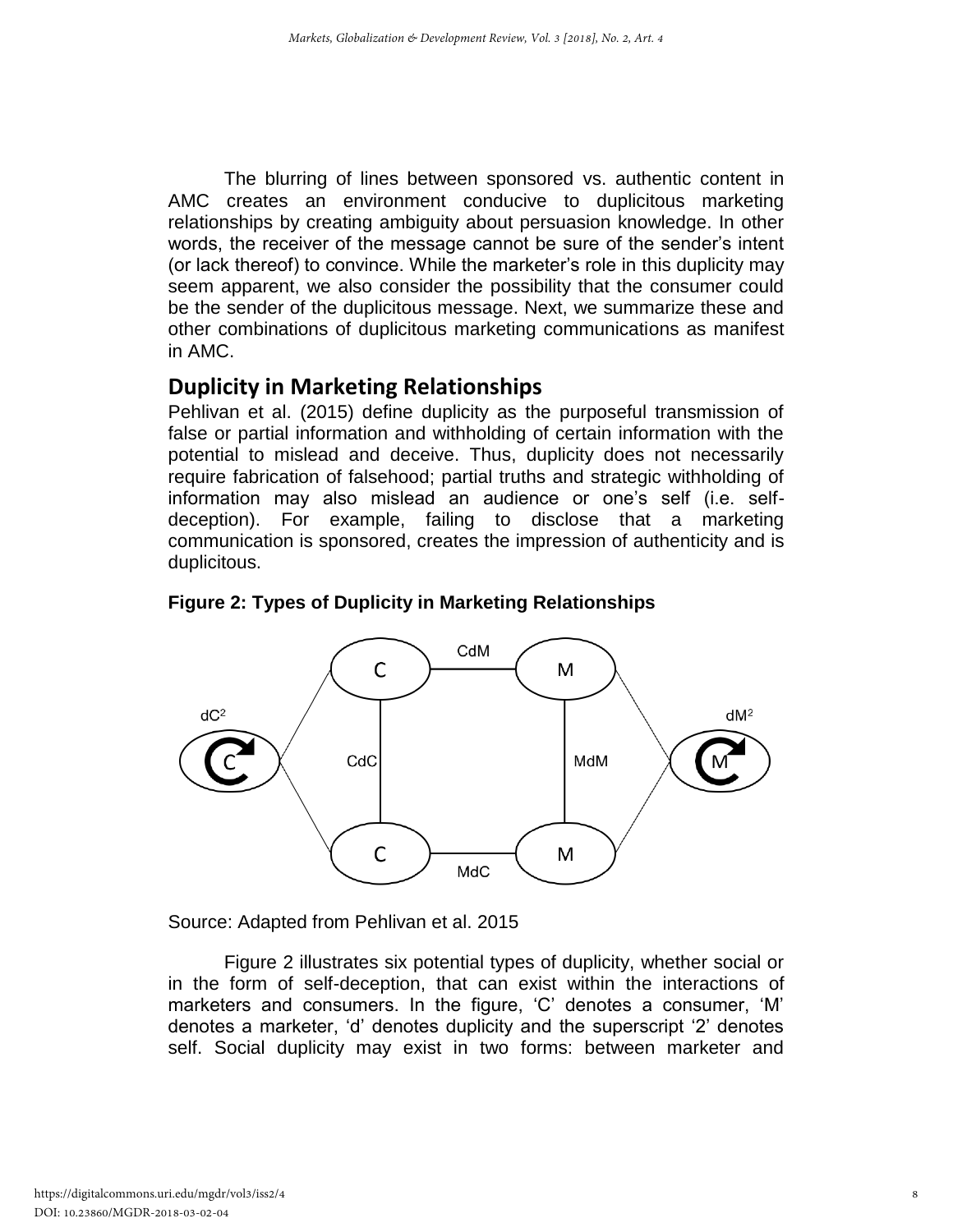The blurring of lines between sponsored vs. authentic content in AMC creates an environment conducive to duplicitous marketing relationships by creating ambiguity about persuasion knowledge. In other words, the receiver of the message cannot be sure of the sender's intent (or lack thereof) to convince. While the marketer's role in this duplicity may seem apparent, we also consider the possibility that the consumer could be the sender of the duplicitous message. Next, we summarize these and other combinations of duplicitous marketing communications as manifest in AMC.

## Duplicity in Marketing Relationships

Pehlivan et al. (2015) define duplicity as the purposeful transmission of false or partial information and withholding of certain information with the potential to mislead and deceive. Thus, duplicity does not necessarily require fabrication of falsehood; partial truths and strategic withholding of information may also mislead an audience or one's self (i.e. self-deception). For example, failing to disclose that a marketing communication is sponsored, creates the impression of authenticity and is duplicitous.

**Figure 2: Types of Duplicity in Marketing Relationships**

Source: Adapted from Pehlivan et al. 2015

Figure 2 illustrates six potential types of duplicity, whether social or in the form of self-deception, that can exist within the interactions of marketers and consumers. In the figure, 'C' denotes a consumer, 'M' denotes a marketer, 'd' denotes duplicity and the superscript '2' denotes self. Social duplicity may exist in two forms: between marketer and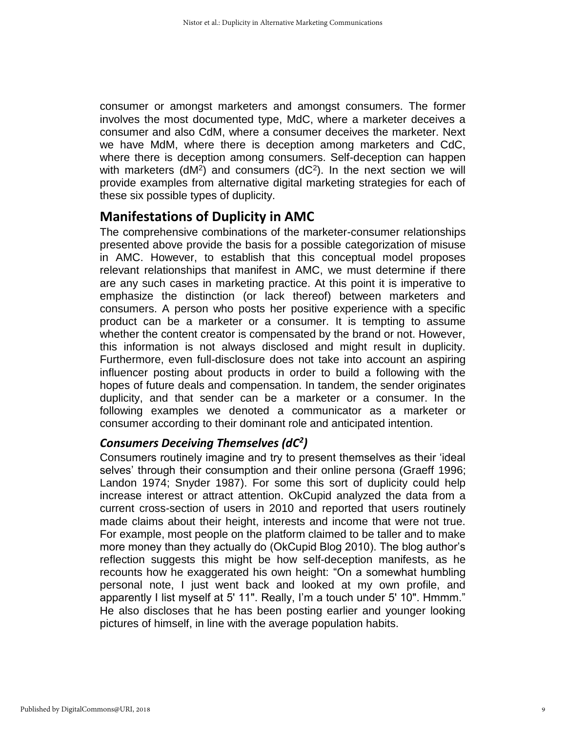consumer or amongst marketers and amongst consumers. The former involves the most documented type, MdC, where a marketer deceives a consumer and also CdM, where a consumer deceives the marketer. Next we have MdM, where there is deception among marketers and CdC, where there is deception among consumers. Self-deception can happen with marketers ($dM^2$) and consumers ($dC^2$). In the next section we will provide examples from alternative digital marketing strategies for each of these six possible types of duplicity.

## Manifestations of Duplicity in AMC

The comprehensive combinations of the marketer-consumer relationships presented above provide the basis for a possible categorization of misuse in AMC. However, to establish that this conceptual model proposes relevant relationships that manifest in AMC, we must determine if there are any such cases in marketing practice. At this point it is imperative to emphasize the distinction (or lack thereof) between marketers and consumers. A person who posts her positive experience with a specific product can be a marketer or a consumer. It is tempting to assume whether the content creator is compensated by the brand or not. However, this information is not always disclosed and might result in duplicity. Furthermore, even full-disclosure does not take into account an aspiring influencer posting about products in order to build a following with the hopes of future deals and compensation. In tandem, the sender originates duplicity, and that sender can be a marketer or a consumer. In the following examples we denoted a communicator as a marketer or consumer according to their dominant role and anticipated intention.

### *Consumers Deceiving Themselves ($dC^2$)*

Consumers routinely imagine and try to present themselves as their 'ideal selves' through their consumption and their online persona (Graeff 1996; Landon 1974; Snyder 1987). For some this sort of duplicity could help increase interest or attract attention. OkCupid analyzed the data from a current cross-section of users in 2010 and reported that users routinely made claims about their height, interests and income that were not true. For example, most people on the platform claimed to be taller and to make more money than they actually do (OkCupid Blog 2010). The blog author's reflection suggests this might be how self-deception manifests, as he recounts how he exaggerated his own height: "On a somewhat humbling personal note, I just went back and looked at my own profile, and apparently I list myself at 5' 11". Really, I'm a touch under 5' 10". Hmmm." He also discloses that he has been posting earlier and younger looking pictures of himself, in line with the average population habits.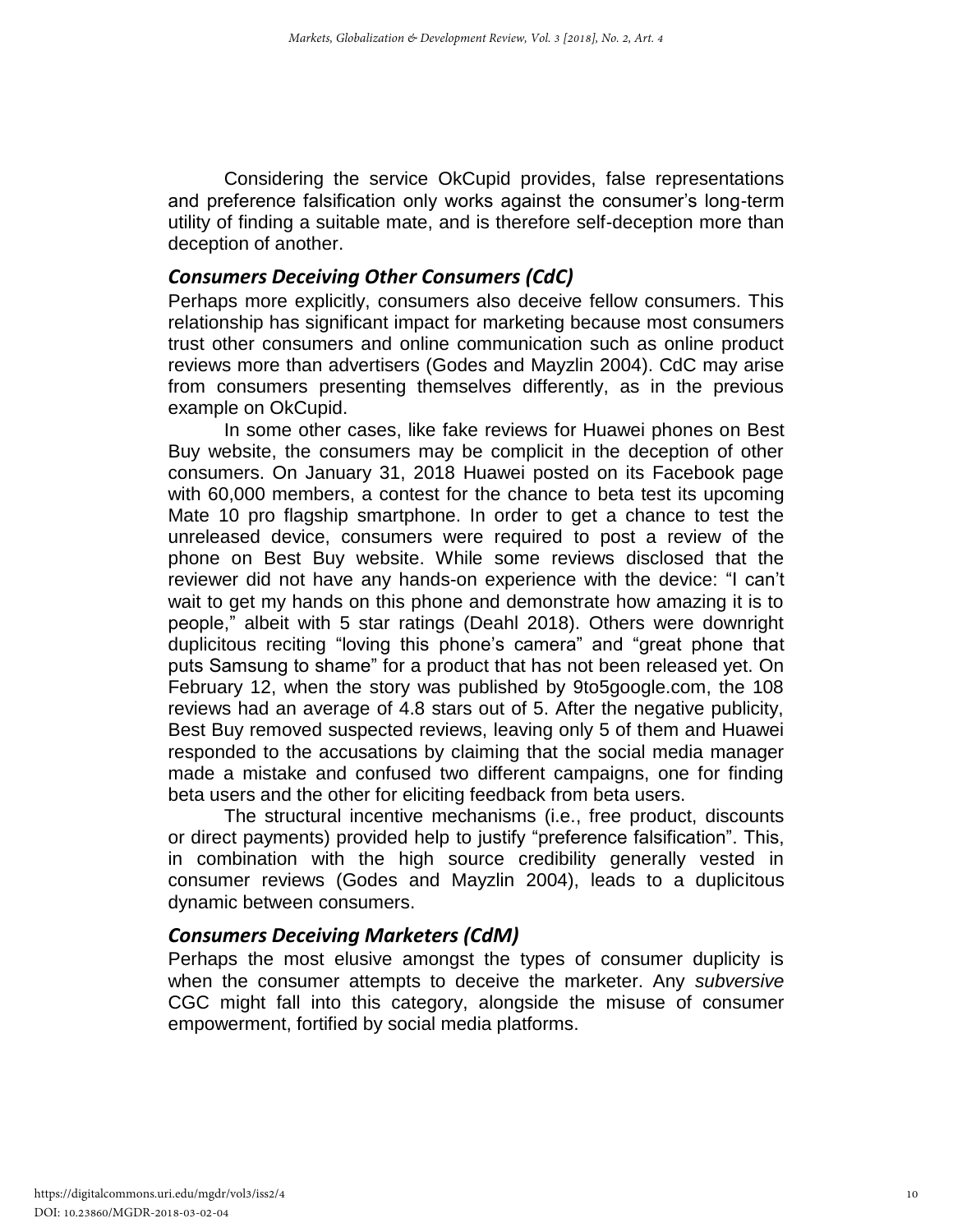Considering the service OkCupid provides, false representations and preference falsification only works against the consumer's long-term utility of finding a suitable mate, and is therefore self-deception more than deception of another.

### *Consumers Deceiving Other Consumers (CdC)*

Perhaps more explicitly, consumers also deceive fellow consumers. This relationship has significant impact for marketing because most consumers trust other consumers and online communication such as online product reviews more than advertisers (Godes and Mayzlin 2004). CdC may arise from consumers presenting themselves differently, as in the previous example on OkCupid.

In some other cases, like fake reviews for Huawei phones on Best Buy website, the consumers may be complicit in the deception of other consumers. On January 31, 2018 Huawei posted on its Facebook page with 60,000 members, a contest for the chance to beta test its upcoming Mate 10 pro flagship smartphone. In order to get a chance to test the unreleased device, consumers were required to post a review of the phone on Best Buy website. While some reviews disclosed that the reviewer did not have any hands-on experience with the device: "I can't wait to get my hands on this phone and demonstrate how amazing it is to people," albeit with 5 star ratings (Deahl 2018). Others were downright duplicitous reciting "loving this phone's camera" and "great phone that puts Samsung to shame" for a product that has not been released yet. On February 12, when the story was published by 9to5google.com, the 108 reviews had an average of 4.8 stars out of 5. After the negative publicity, Best Buy removed suspected reviews, leaving only 5 of them and Huawei responded to the accusations by claiming that the social media manager made a mistake and confused two different campaigns, one for finding beta users and the other for eliciting feedback from beta users.

The structural incentive mechanisms (i.e., free product, discounts or direct payments) provided help to justify "preference falsification". This, in combination with the high source credibility generally vested in consumer reviews (Godes and Mayzlin 2004), leads to a duplicitous dynamic between consumers.

### *Consumers Deceiving Marketers (CdM)*

Perhaps the most elusive amongst the types of consumer duplicity is when the consumer attempts to deceive the marketer. Any *subversive* CGC might fall into this category, alongside the misuse of consumer empowerment, fortified by social media platforms.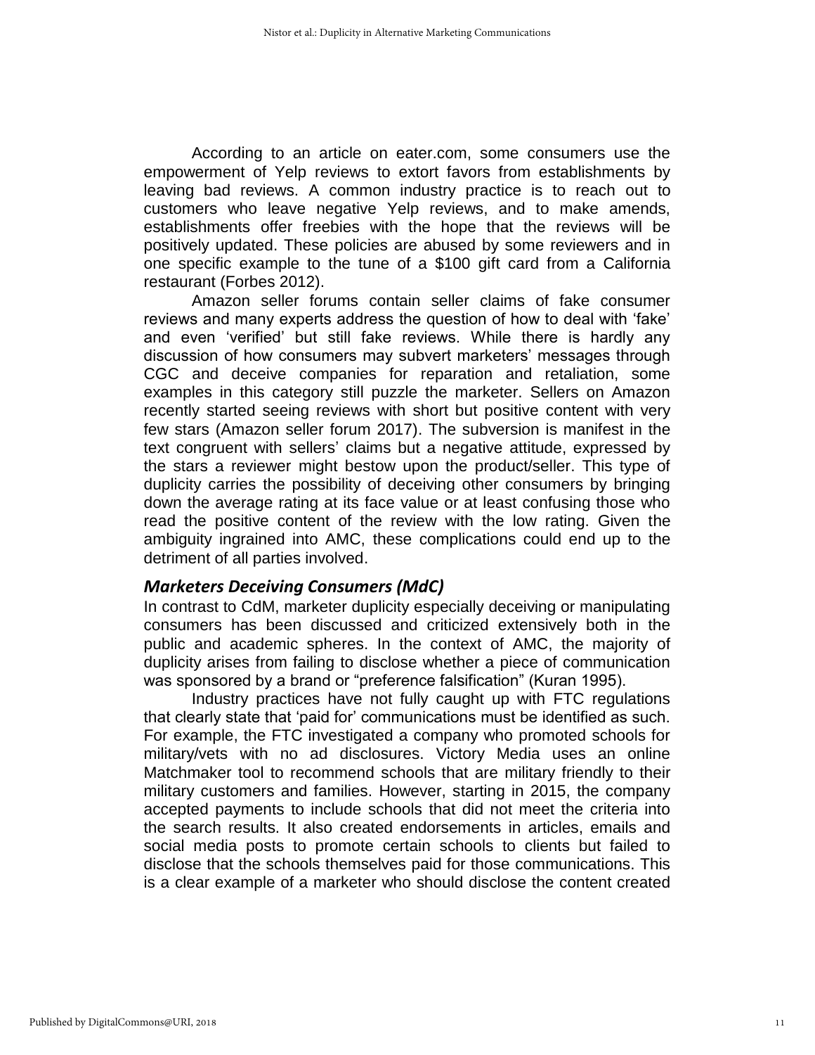According to an article on eater.com, some consumers use the empowerment of Yelp reviews to extort favors from establishments by leaving bad reviews. A common industry practice is to reach out to customers who leave negative Yelp reviews, and to make amends, establishments offer freebies with the hope that the reviews will be positively updated. These policies are abused by some reviewers and in one specific example to the tune of a $100 gift card from a California restaurant (Forbes 2012).

Amazon seller forums contain seller claims of fake consumer reviews and many experts address the question of how to deal with 'fake' and even 'verified' but still fake reviews. While there is hardly any discussion of how consumers may subvert marketers' messages through CGC and deceive companies for reparation and retaliation, some examples in this category still puzzle the marketer. Sellers on Amazon recently started seeing reviews with short but positive content with very few stars (Amazon seller forum 2017). The subversion is manifest in the text congruent with sellers' claims but a negative attitude, expressed by the stars a reviewer might bestow upon the product/seller. This type of duplicity carries the possibility of deceiving other consumers by bringing down the average rating at its face value or at least confusing those who read the positive content of the review with the low rating. Given the ambiguity ingrained into AMC, these complications could end up to the detriment of all parties involved.

### *Marketers Deceiving Consumers (MdC)*

In contrast to CdM, marketer duplicity especially deceiving or manipulating consumers has been discussed and criticized extensively both in the public and academic spheres. In the context of AMC, the majority of duplicity arises from failing to disclose whether a piece of communication was sponsored by a brand or "preference falsification" (Kuran 1995).

Industry practices have not fully caught up with FTC regulations that clearly state that 'paid for' communications must be identified as such. For example, the FTC investigated a company who promoted schools for military/vets with no ad disclosures. Victory Media uses an online Matchmaker tool to recommend schools that are military friendly to their military customers and families. However, starting in 2015, the company accepted payments to include schools that did not meet the criteria into the search results. It also created endorsements in articles, emails and social media posts to promote certain schools to clients but failed to disclose that the schools themselves paid for those communications. This is a clear example of a marketer who should disclose the content created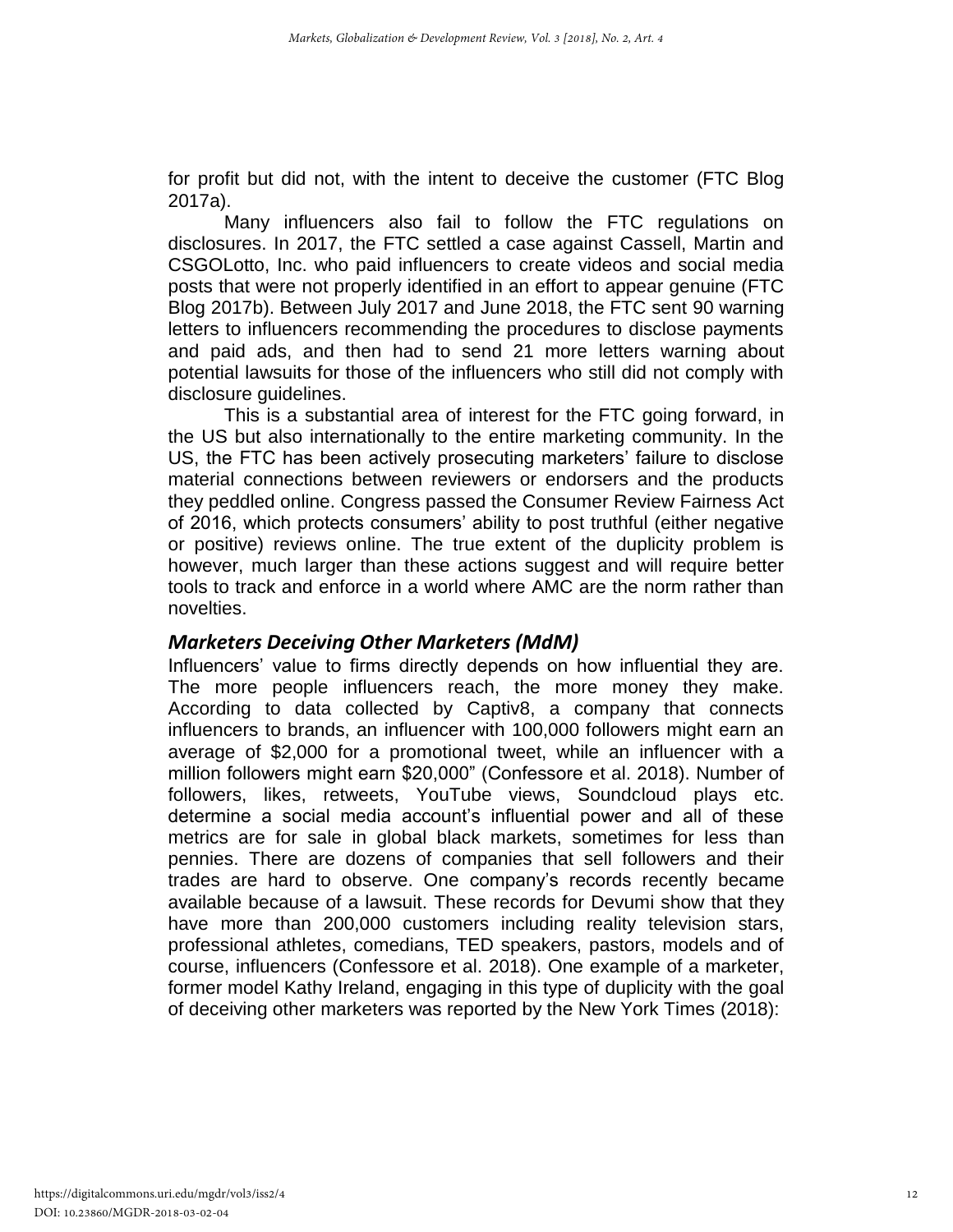for profit but did not, with the intent to deceive the customer (FTC Blog 2017a).

Many influencers also fail to follow the FTC regulations on disclosures. In 2017, the FTC settled a case against Cassell, Martin and CSGOLotto, Inc. who paid influencers to create videos and social media posts that were not properly identified in an effort to appear genuine (FTC Blog 2017b). Between July 2017 and June 2018, the FTC sent 90 warning letters to influencers recommending the procedures to disclose payments and paid ads, and then had to send 21 more letters warning about potential lawsuits for those of the influencers who still did not comply with disclosure guidelines.

This is a substantial area of interest for the FTC going forward, in the US but also internationally to the entire marketing community. In the US, the FTC has been actively prosecuting marketers' failure to disclose material connections between reviewers or endorsers and the products they peddled online. Congress passed the Consumer Review Fairness Act of 2016, which protects consumers' ability to post truthful (either negative or positive) reviews online. The true extent of the duplicity problem is however, much larger than these actions suggest and will require better tools to track and enforce in a world where AMC are the norm rather than novelties.

### *Marketers Deceiving Other Marketers (MdM)*

Influencers' value to firms directly depends on how influential they are. The more people influencers reach, the more money they make. According to data collected by Captiv8, a company that connects influencers to brands, an influencer with 100,000 followers might earn an average of $2,000 for a promotional tweet, while an influencer with a million followers might earn $20,000" (Confessore et al. 2018). Number of followers, likes, retweets, YouTube views, Soundcloud plays etc. determine a social media account's influential power and all of these metrics are for sale in global black markets, sometimes for less than pennies. There are dozens of companies that sell followers and their trades are hard to observe. One company's records recently became available because of a lawsuit. These records for Devumi show that they have more than 200,000 customers including reality television stars, professional athletes, comedians, TED speakers, pastors, models and of course, influencers (Confessore et al. 2018). One example of a marketer, former model Kathy Ireland, engaging in this type of duplicity with the goal of deceiving other marketers was reported by the New York Times (2018):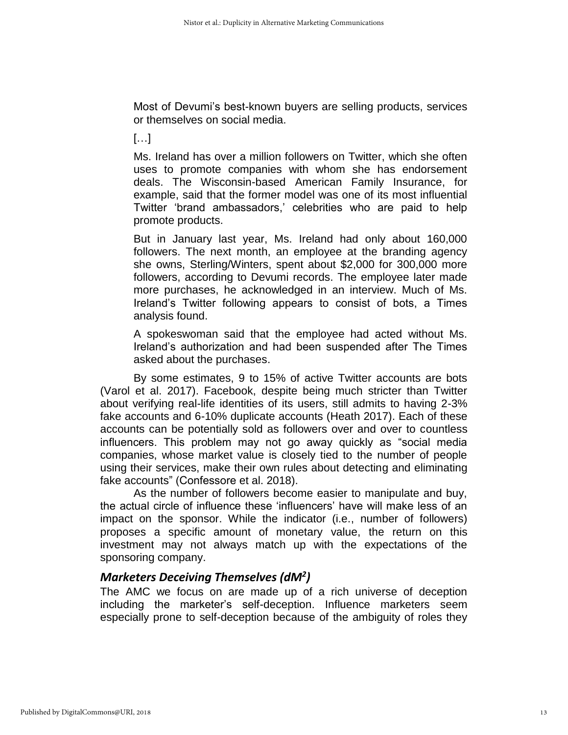> Most of Devumi's best-known buyers are selling products, services or themselves on social media.
>
> […]
>
> Ms. Ireland has over a million followers on Twitter, which she often uses to promote companies with whom she has endorsement deals. The Wisconsin-based American Family Insurance, for example, said that the former model was one of its most influential Twitter 'brand ambassadors,' celebrities who are paid to help promote products.
>
> But in January last year, Ms. Ireland had only about 160,000 followers. The next month, an employee at the branding agency she owns, Sterling/Winters, spent about $2,000 for 300,000 more followers, according to Devumi records. The employee later made more purchases, he acknowledged in an interview. Much of Ms. Ireland's Twitter following appears to consist of bots, a Times analysis found.
>
> A spokeswoman said that the employee had acted without Ms. Ireland's authorization and had been suspended after The Times asked about the purchases.

By some estimates, 9 to 15% of active Twitter accounts are bots (Varol et al. 2017). Facebook, despite being much stricter than Twitter about verifying real-life identities of its users, still admits to having 2-3% fake accounts and 6-10% duplicate accounts (Heath 2017). Each of these accounts can be potentially sold as followers over and over to countless influencers. This problem may not go away quickly as "social media companies, whose market value is closely tied to the number of people using their services, make their own rules about detecting and eliminating fake accounts" (Confessore et al. 2018).

As the number of followers become easier to manipulate and buy, the actual circle of influence these 'influencers' have will make less of an impact on the sponsor. While the indicator (i.e., number of followers) proposes a specific amount of monetary value, the return on this investment may not always match up with the expectations of the sponsoring company.

### *Marketers Deceiving Themselves (dM$^2$)*

The AMC we focus on are made up of a rich universe of deception including the marketer's self-deception. Influence marketers seem especially prone to self-deception because of the ambiguity of roles they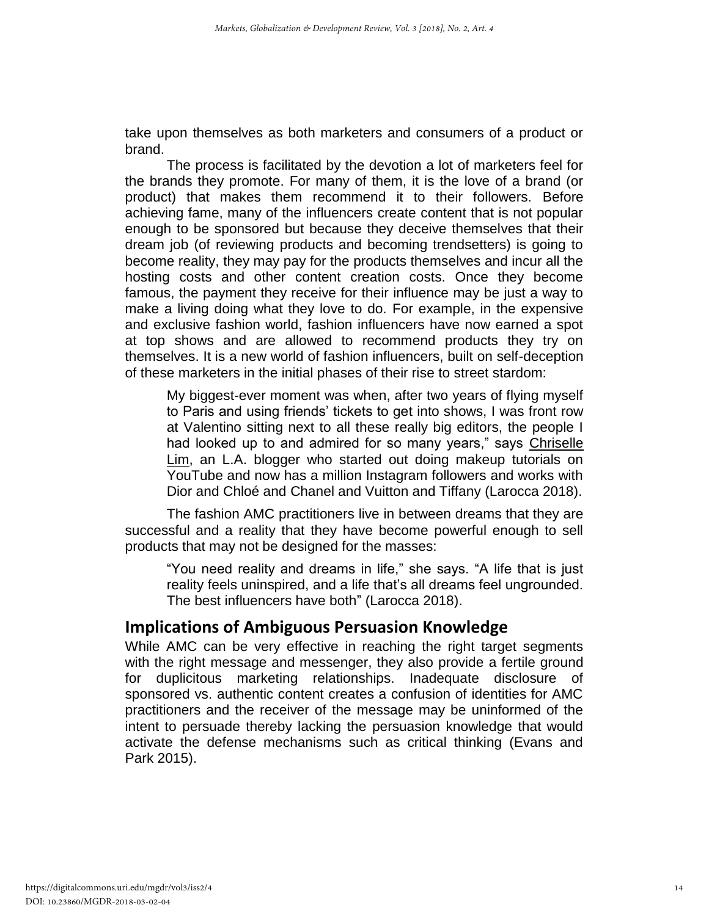take upon themselves as both marketers and consumers of a product or brand.

The process is facilitated by the devotion a lot of marketers feel for the brands they promote. For many of them, it is the love of a brand (or product) that makes them recommend it to their followers. Before achieving fame, many of the influencers create content that is not popular enough to be sponsored but because they deceive themselves that their dream job (of reviewing products and becoming trendsetters) is going to become reality, they may pay for the products themselves and incur all the hosting costs and other content creation costs. Once they become famous, the payment they receive for their influence may be just a way to make a living doing what they love to do. For example, in the expensive and exclusive fashion world, fashion influencers have now earned a spot at top shows and are allowed to recommend products they try on themselves. It is a new world of fashion influencers, built on self-deception of these marketers in the initial phases of their rise to street stardom:

> My biggest-ever moment was when, after two years of flying myself to Paris and using friends' tickets to get into shows, I was front row at Valentino sitting next to all these really big editors, the people I had looked up to and admired for so many years," says Chriselle Lim, an L.A. blogger who started out doing makeup tutorials on YouTube and now has a million Instagram followers and works with Dior and Chloé and Chanel and Vuitton and Tiffany (Larocca 2018).

The fashion AMC practitioners live in between dreams that they are successful and a reality that they have become powerful enough to sell products that may not be designed for the masses:

> "You need reality and dreams in life," she says. "A life that is just reality feels uninspired, and a life that's all dreams feel ungrounded. The best influencers have both" (Larocca 2018).

## Implications of Ambiguous Persuasion Knowledge

While AMC can be very effective in reaching the right target segments with the right message and messenger, they also provide a fertile ground for duplicitous marketing relationships. Inadequate disclosure of sponsored vs. authentic content creates a confusion of identities for AMC practitioners and the receiver of the message may be uninformed of the intent to persuade thereby lacking the persuasion knowledge that would activate the defense mechanisms such as critical thinking (Evans and Park 2015).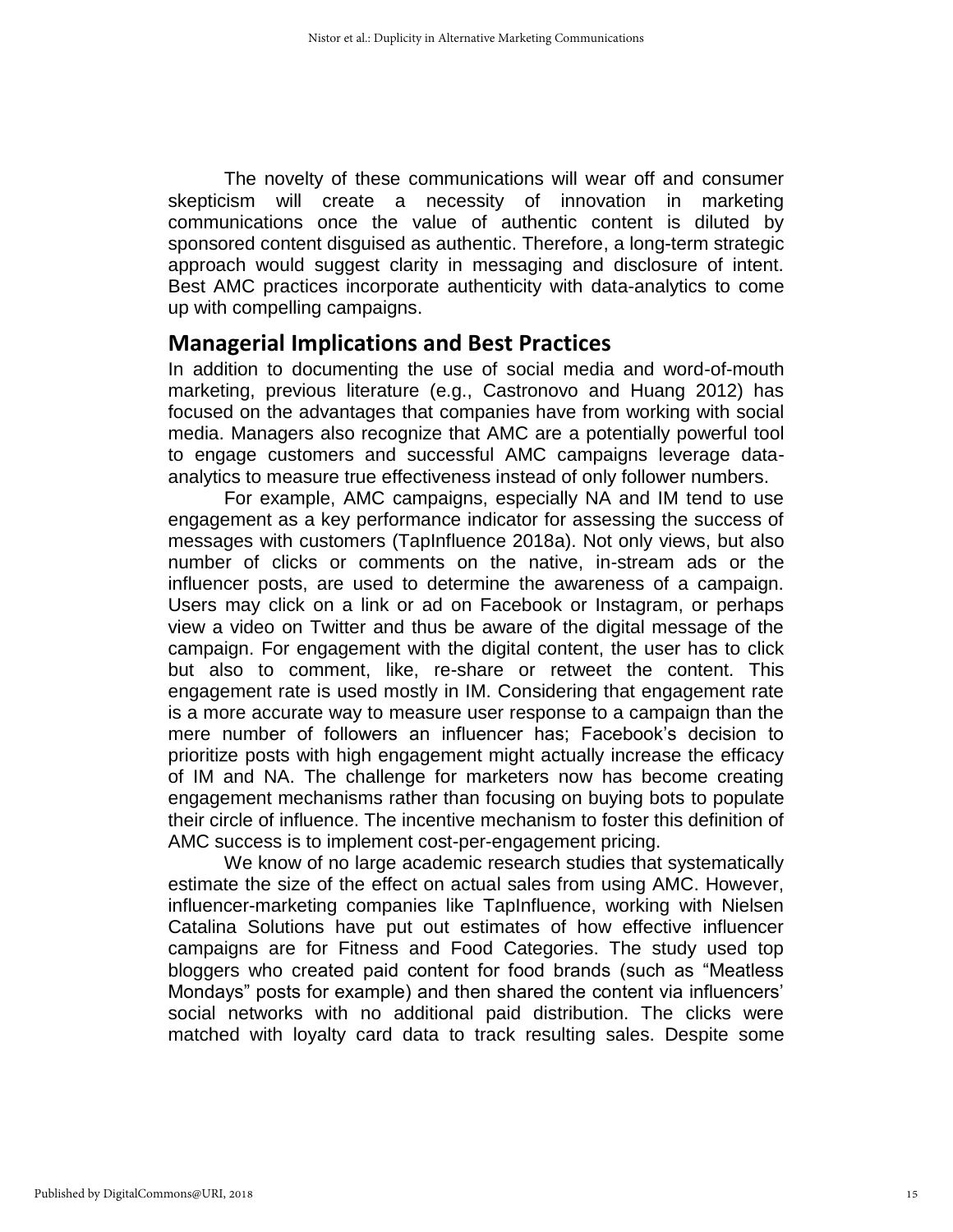The novelty of these communications will wear off and consumer skepticism will create a necessity of innovation in marketing communications once the value of authentic content is diluted by sponsored content disguised as authentic. Therefore, a long-term strategic approach would suggest clarity in messaging and disclosure of intent. Best AMC practices incorporate authenticity with data-analytics to come up with compelling campaigns.

## Managerial Implications and Best Practices

In addition to documenting the use of social media and word-of-mouth marketing, previous literature (e.g., Castronovo and Huang 2012) has focused on the advantages that companies have from working with social media. Managers also recognize that AMC are a potentially powerful tool to engage customers and successful AMC campaigns leverage data-analytics to measure true effectiveness instead of only follower numbers.

For example, AMC campaigns, especially NA and IM tend to use engagement as a key performance indicator for assessing the success of messages with customers (TapInfluence 2018a). Not only views, but also number of clicks or comments on the native, in-stream ads or the influencer posts, are used to determine the awareness of a campaign. Users may click on a link or ad on Facebook or Instagram, or perhaps view a video on Twitter and thus be aware of the digital message of the campaign. For engagement with the digital content, the user has to click but also to comment, like, re-share or retweet the content. This engagement rate is used mostly in IM. Considering that engagement rate is a more accurate way to measure user response to a campaign than the mere number of followers an influencer has; Facebook's decision to prioritize posts with high engagement might actually increase the efficacy of IM and NA. The challenge for marketers now has become creating engagement mechanisms rather than focusing on buying bots to populate their circle of influence. The incentive mechanism to foster this definition of AMC success is to implement cost-per-engagement pricing.

We know of no large academic research studies that systematically estimate the size of the effect on actual sales from using AMC. However, influencer-marketing companies like TapInfluence, working with Nielsen Catalina Solutions have put out estimates of how effective influencer campaigns are for Fitness and Food Categories. The study used top bloggers who created paid content for food brands (such as "Meatless Mondays" posts for example) and then shared the content via influencers' social networks with no additional paid distribution. The clicks were matched with loyalty card data to track resulting sales. Despite some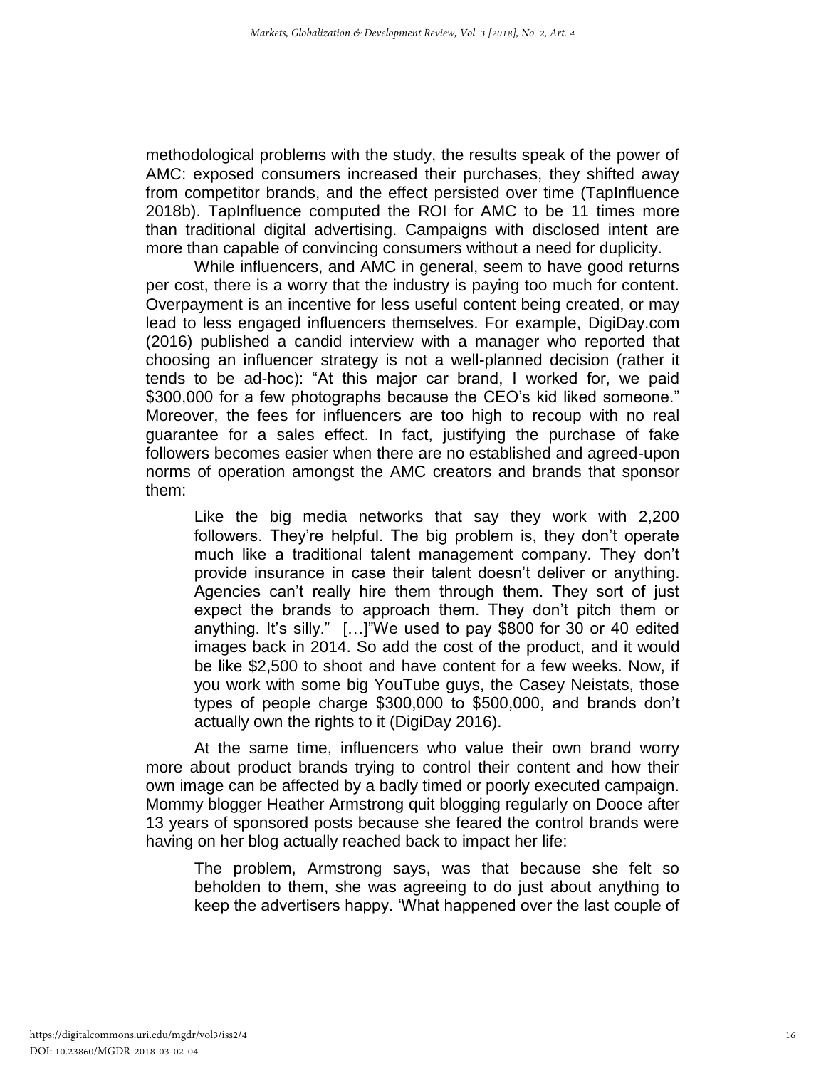methodological problems with the study, the results speak of the power of AMC: exposed consumers increased their purchases, they shifted away from competitor brands, and the effect persisted over time (TapInfluence 2018b). TapInfluence computed the ROI for AMC to be 11 times more than traditional digital advertising. Campaigns with disclosed intent are more than capable of convincing consumers without a need for duplicity.

While influencers, and AMC in general, seem to have good returns per cost, there is a worry that the industry is paying too much for content. Overpayment is an incentive for less useful content being created, or may lead to less engaged influencers themselves. For example, DigiDay.com (2016) published a candid interview with a manager who reported that choosing an influencer strategy is not a well-planned decision (rather it tends to be ad-hoc): "At this major car brand, I worked for, we paid $300,000 for a few photographs because the CEO's kid liked someone." Moreover, the fees for influencers are too high to recoup with no real guarantee for a sales effect. In fact, justifying the purchase of fake followers becomes easier when there are no established and agreed-upon norms of operation amongst the AMC creators and brands that sponsor them:

> Like the big media networks that say they work with 2,200 followers. They're helpful. The big problem is, they don't operate much like a traditional talent management company. They don't provide insurance in case their talent doesn't deliver or anything. Agencies can't really hire them through them. They sort of just expect the brands to approach them. They don't pitch them or anything. It's silly." […]"We used to pay $800 for 30 or 40 edited images back in 2014. So add the cost of the product, and it would be like $2,500 to shoot and have content for a few weeks. Now, if you work with some big YouTube guys, the Casey Neistats, those types of people charge $300,000 to $500,000, and brands don't actually own the rights to it (DigiDay 2016).

At the same time, influencers who value their own brand worry more about product brands trying to control their content and how their own image can be affected by a badly timed or poorly executed campaign. Mommy blogger Heather Armstrong quit blogging regularly on Dooce after 13 years of sponsored posts because she feared the control brands were having on her blog actually reached back to impact her life:

> The problem, Armstrong says, was that because she felt so beholden to them, she was agreeing to do just about anything to keep the advertisers happy. 'What happened over the last couple of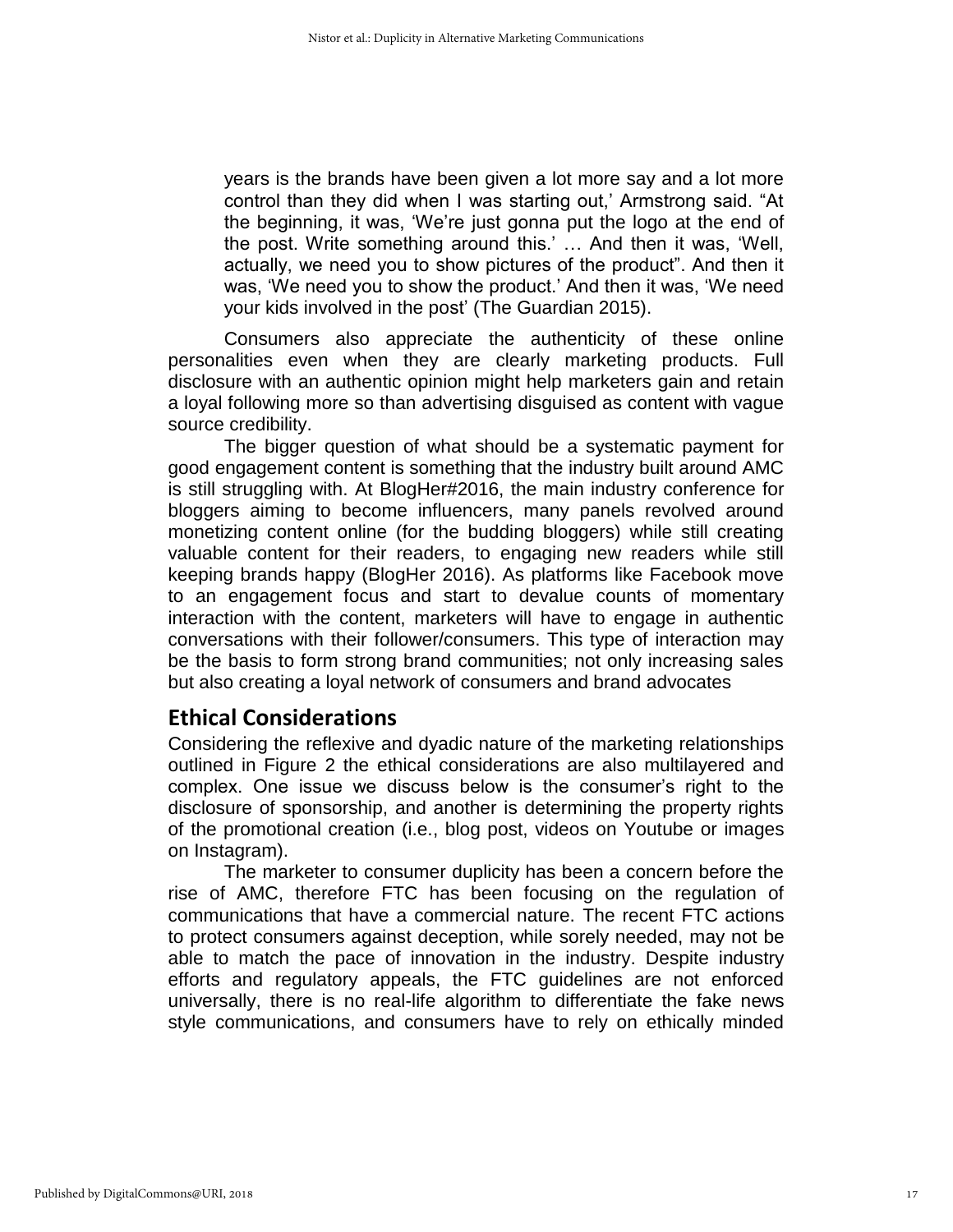> years is the brands have been given a lot more say and a lot more control than they did when I was starting out,' Armstrong said. "At the beginning, it was, 'We're just gonna put the logo at the end of the post. Write something around this.' … And then it was, 'Well, actually, we need you to show pictures of the product". And then it was, 'We need you to show the product.' And then it was, 'We need your kids involved in the post' (The Guardian 2015).

Consumers also appreciate the authenticity of these online personalities even when they are clearly marketing products. Full disclosure with an authentic opinion might help marketers gain and retain a loyal following more so than advertising disguised as content with vague source credibility.

The bigger question of what should be a systematic payment for good engagement content is something that the industry built around AMC is still struggling with. At BlogHer#2016, the main industry conference for bloggers aiming to become influencers, many panels revolved around monetizing content online (for the budding bloggers) while still creating valuable content for their readers, to engaging new readers while still keeping brands happy (BlogHer 2016). As platforms like Facebook move to an engagement focus and start to devalue counts of momentary interaction with the content, marketers will have to engage in authentic conversations with their follower/consumers. This type of interaction may be the basis to form strong brand communities; not only increasing sales but also creating a loyal network of consumers and brand advocates

## Ethical Considerations

Considering the reflexive and dyadic nature of the marketing relationships outlined in Figure 2 the ethical considerations are also multilayered and complex. One issue we discuss below is the consumer's right to the disclosure of sponsorship, and another is determining the property rights of the promotional creation (i.e., blog post, videos on Youtube or images on Instagram).

The marketer to consumer duplicity has been a concern before the rise of AMC, therefore FTC has been focusing on the regulation of communications that have a commercial nature. The recent FTC actions to protect consumers against deception, while sorely needed, may not be able to match the pace of innovation in the industry. Despite industry efforts and regulatory appeals, the FTC guidelines are not enforced universally, there is no real-life algorithm to differentiate the fake news style communications, and consumers have to rely on ethically minded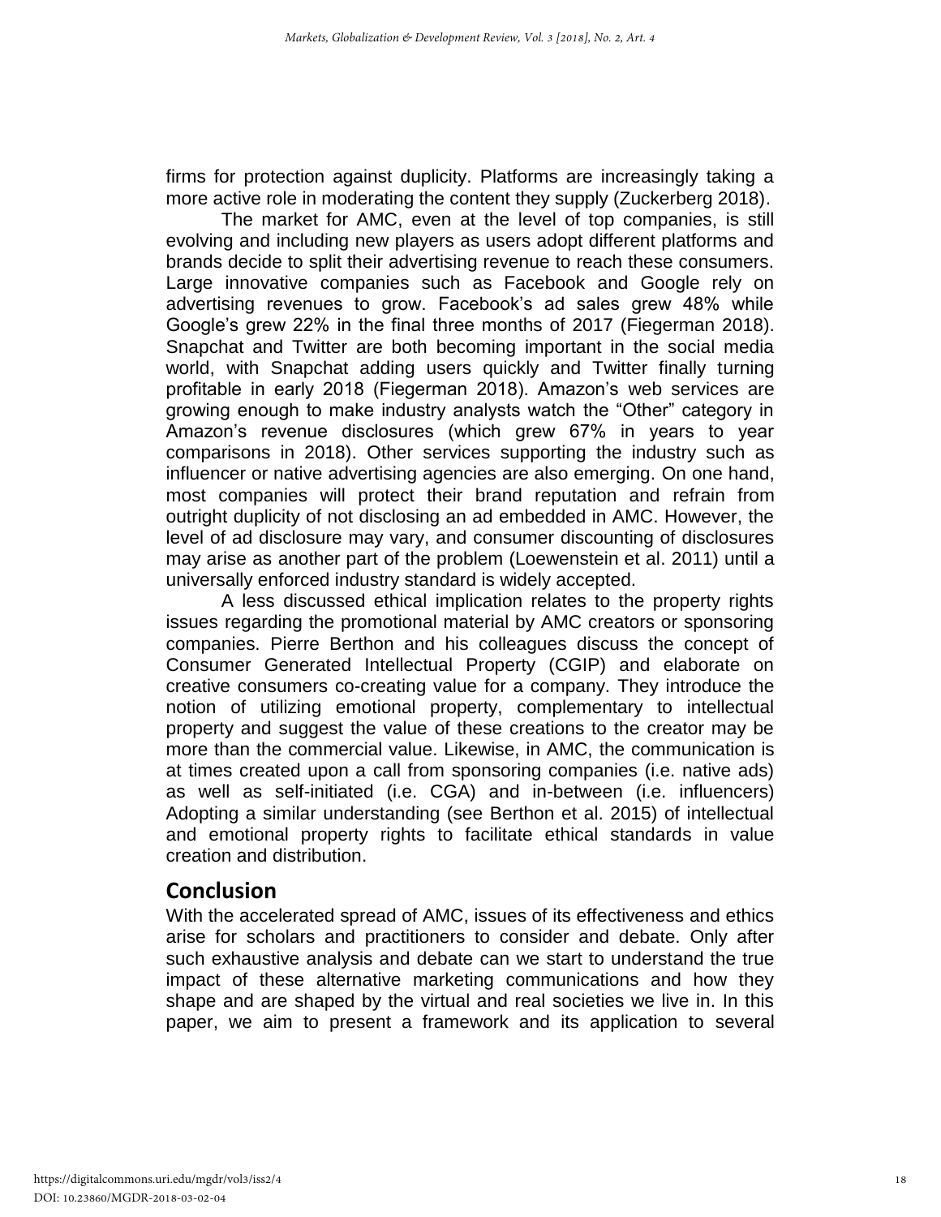firms for protection against duplicity. Platforms are increasingly taking a more active role in moderating the content they supply (Zuckerberg 2018).

The market for AMC, even at the level of top companies, is still evolving and including new players as users adopt different platforms and brands decide to split their advertising revenue to reach these consumers. Large innovative companies such as Facebook and Google rely on advertising revenues to grow. Facebook's ad sales grew 48% while Google's grew 22% in the final three months of 2017 (Fiegerman 2018). Snapchat and Twitter are both becoming important in the social media world, with Snapchat adding users quickly and Twitter finally turning profitable in early 2018 (Fiegerman 2018). Amazon's web services are growing enough to make industry analysts watch the "Other" category in Amazon's revenue disclosures (which grew 67% in years to year comparisons in 2018). Other services supporting the industry such as influencer or native advertising agencies are also emerging. On one hand, most companies will protect their brand reputation and refrain from outright duplicity of not disclosing an ad embedded in AMC. However, the level of ad disclosure may vary, and consumer discounting of disclosures may arise as another part of the problem (Loewenstein et al. 2011) until a universally enforced industry standard is widely accepted.

A less discussed ethical implication relates to the property rights issues regarding the promotional material by AMC creators or sponsoring companies. Pierre Berthon and his colleagues discuss the concept of Consumer Generated Intellectual Property (CGIP) and elaborate on creative consumers co-creating value for a company. They introduce the notion of utilizing emotional property, complementary to intellectual property and suggest the value of these creations to the creator may be more than the commercial value. Likewise, in AMC, the communication is at times created upon a call from sponsoring companies (i.e. native ads) as well as self-initiated (i.e. CGA) and in-between (i.e. influencers) Adopting a similar understanding (see Berthon et al. 2015) of intellectual and emotional property rights to facilitate ethical standards in value creation and distribution.

## Conclusion

With the accelerated spread of AMC, issues of its effectiveness and ethics arise for scholars and practitioners to consider and debate. Only after such exhaustive analysis and debate can we start to understand the true impact of these alternative marketing communications and how they shape and are shaped by the virtual and real societies we live in. In this paper, we aim to present a framework and its application to several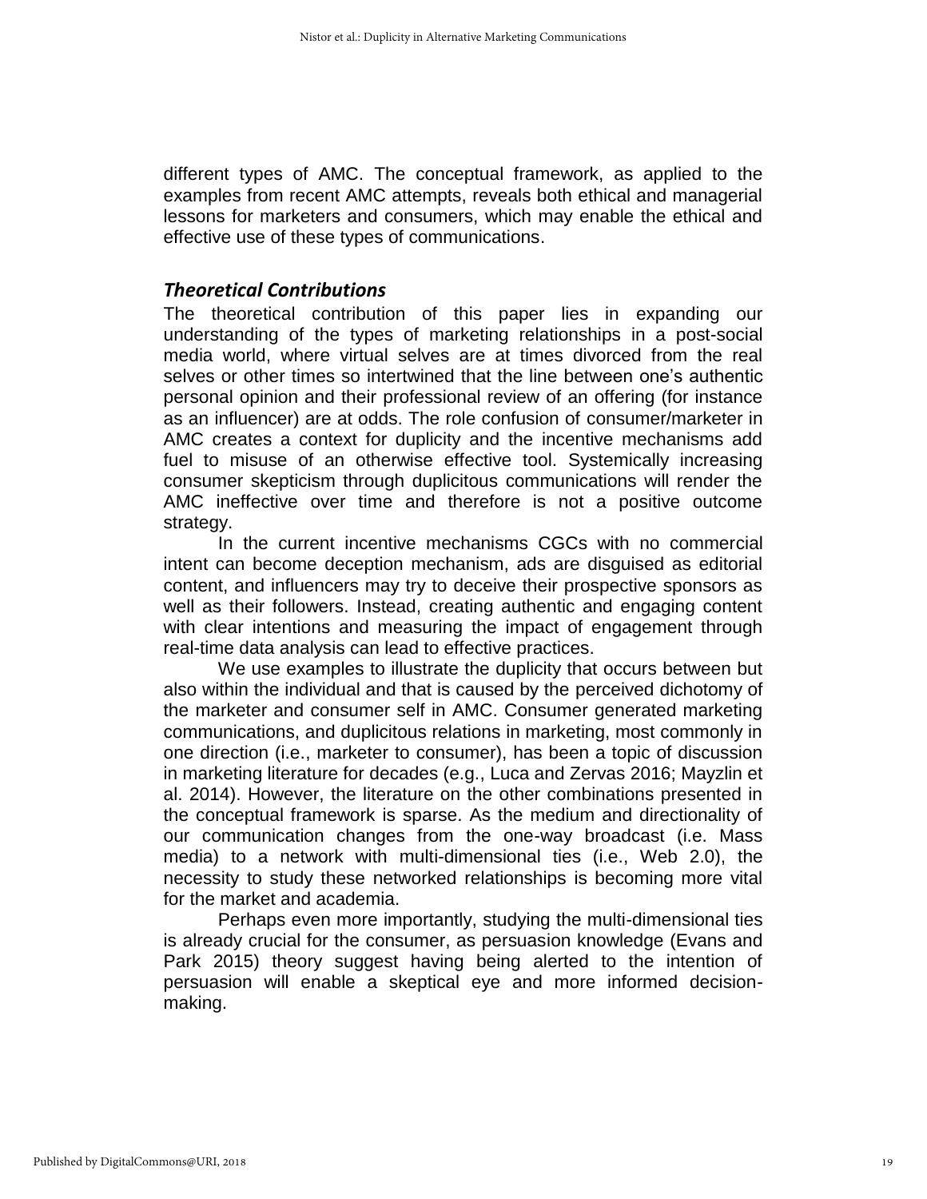different types of AMC. The conceptual framework, as applied to the examples from recent AMC attempts, reveals both ethical and managerial lessons for marketers and consumers, which may enable the ethical and effective use of these types of communications.

### *Theoretical Contributions*

The theoretical contribution of this paper lies in expanding our understanding of the types of marketing relationships in a post-social media world, where virtual selves are at times divorced from the real selves or other times so intertwined that the line between one's authentic personal opinion and their professional review of an offering (for instance as an influencer) are at odds. The role confusion of consumer/marketer in AMC creates a context for duplicity and the incentive mechanisms add fuel to misuse of an otherwise effective tool. Systemically increasing consumer skepticism through duplicitous communications will render the AMC ineffective over time and therefore is not a positive outcome strategy.

In the current incentive mechanisms CGCs with no commercial intent can become deception mechanism, ads are disguised as editorial content, and influencers may try to deceive their prospective sponsors as well as their followers. Instead, creating authentic and engaging content with clear intentions and measuring the impact of engagement through real-time data analysis can lead to effective practices.

We use examples to illustrate the duplicity that occurs between but also within the individual and that is caused by the perceived dichotomy of the marketer and consumer self in AMC. Consumer generated marketing communications, and duplicitous relations in marketing, most commonly in one direction (i.e., marketer to consumer), has been a topic of discussion in marketing literature for decades (e.g., Luca and Zervas 2016; Mayzlin et al. 2014). However, the literature on the other combinations presented in the conceptual framework is sparse. As the medium and directionality of our communication changes from the one-way broadcast (i.e. Mass media) to a network with multi-dimensional ties (i.e., Web 2.0), the necessity to study these networked relationships is becoming more vital for the market and academia.

Perhaps even more importantly, studying the multi-dimensional ties is already crucial for the consumer, as persuasion knowledge (Evans and Park 2015) theory suggest having being alerted to the intention of persuasion will enable a skeptical eye and more informed decision-making.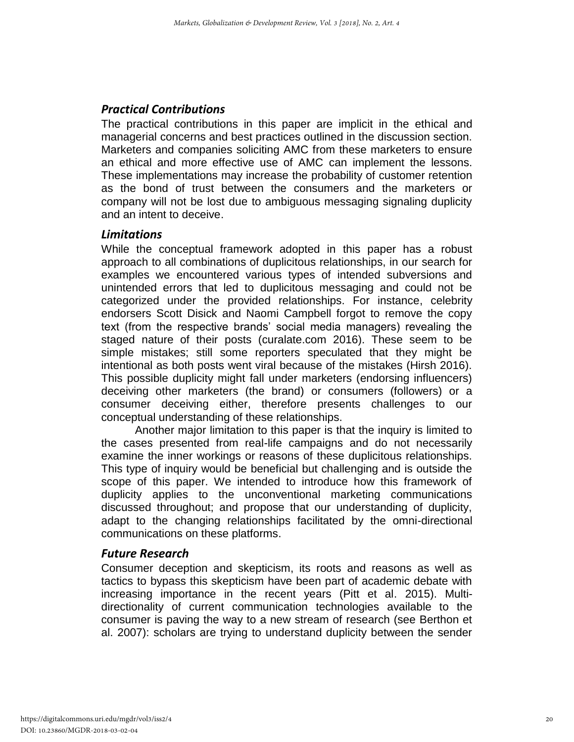### *Practical Contributions*

The practical contributions in this paper are implicit in the ethical and managerial concerns and best practices outlined in the discussion section. Marketers and companies soliciting AMC from these marketers to ensure an ethical and more effective use of AMC can implement the lessons. These implementations may increase the probability of customer retention as the bond of trust between the consumers and the marketers or company will not be lost due to ambiguous messaging signaling duplicity and an intent to deceive.

### *Limitations*

While the conceptual framework adopted in this paper has a robust approach to all combinations of duplicitous relationships, in our search for examples we encountered various types of intended subversions and unintended errors that led to duplicitous messaging and could not be categorized under the provided relationships. For instance, celebrity endorsers Scott Disick and Naomi Campbell forgot to remove the copy text (from the respective brands' social media managers) revealing the staged nature of their posts (curalate.com 2016). These seem to be simple mistakes; still some reporters speculated that they might be intentional as both posts went viral because of the mistakes (Hirsh 2016). This possible duplicity might fall under marketers (endorsing influencers) deceiving other marketers (the brand) or consumers (followers) or a consumer deceiving either, therefore presents challenges to our conceptual understanding of these relationships.

Another major limitation to this paper is that the inquiry is limited to the cases presented from real-life campaigns and do not necessarily examine the inner workings or reasons of these duplicitous relationships. This type of inquiry would be beneficial but challenging and is outside the scope of this paper. We intended to introduce how this framework of duplicity applies to the unconventional marketing communications discussed throughout; and propose that our understanding of duplicity, adapt to the changing relationships facilitated by the omni-directional communications on these platforms.

### *Future Research*

Consumer deception and skepticism, its roots and reasons as well as tactics to bypass this skepticism have been part of academic debate with increasing importance in the recent years (Pitt et al. 2015). Multi-directionality of current communication technologies available to the consumer is paving the way to a new stream of research (see Berthon et al. 2007): scholars are trying to understand duplicity between the sender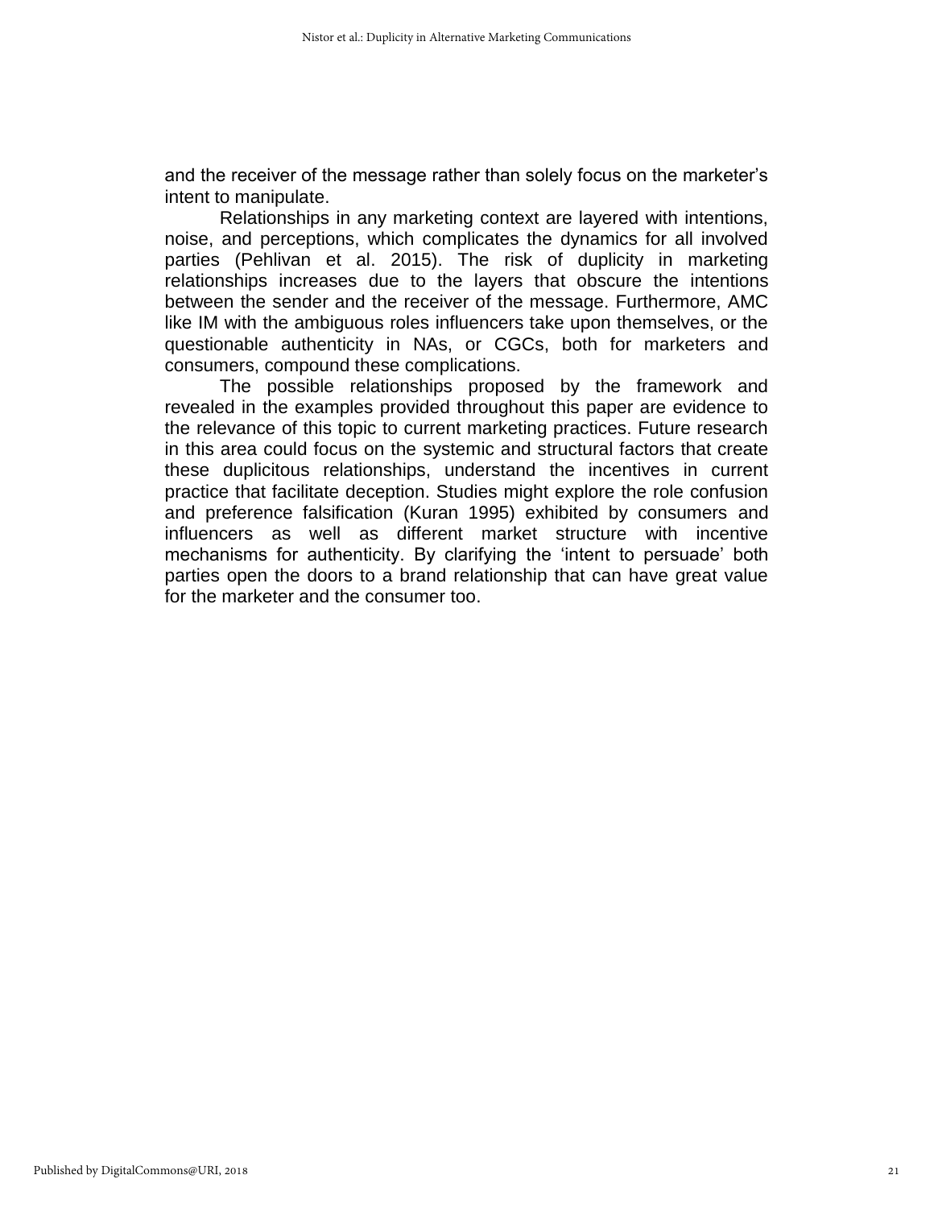and the receiver of the message rather than solely focus on the marketer's intent to manipulate.

Relationships in any marketing context are layered with intentions, noise, and perceptions, which complicates the dynamics for all involved parties (Pehlivan et al. 2015). The risk of duplicity in marketing relationships increases due to the layers that obscure the intentions between the sender and the receiver of the message. Furthermore, AMC like IM with the ambiguous roles influencers take upon themselves, or the questionable authenticity in NAs, or CGCs, both for marketers and consumers, compound these complications.

The possible relationships proposed by the framework and revealed in the examples provided throughout this paper are evidence to the relevance of this topic to current marketing practices. Future research in this area could focus on the systemic and structural factors that create these duplicitous relationships, understand the incentives in current practice that facilitate deception. Studies might explore the role confusion and preference falsification (Kuran 1995) exhibited by consumers and influencers as well as different market structure with incentive mechanisms for authenticity. By clarifying the 'intent to persuade' both parties open the doors to a brand relationship that can have great value for the marketer and the consumer too.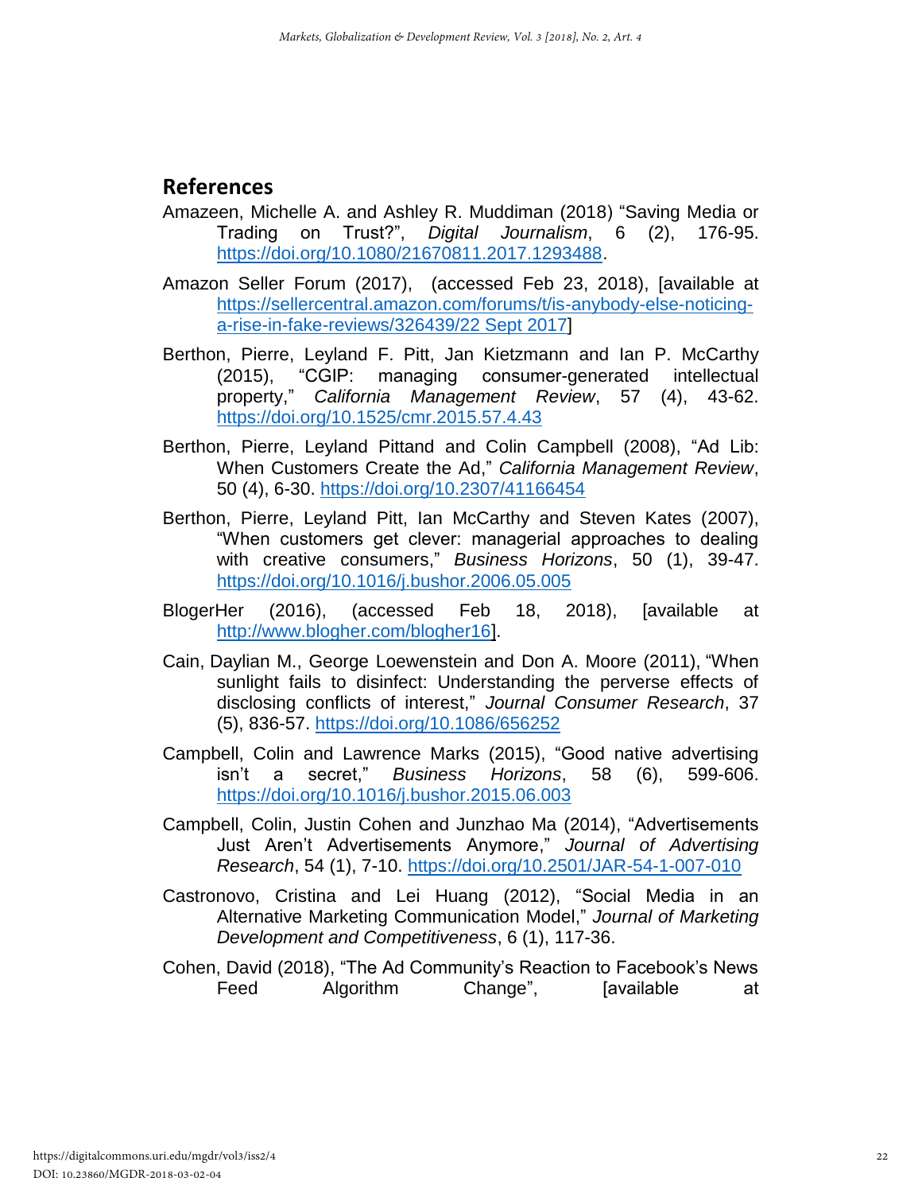## References

Amazeen, Michelle A. and Ashley R. Muddiman (2018) "Saving Media or Trading on Trust?", *Digital Journalism*, 6 (2), 176-95. https://doi.org/10.1080/21670811.2017.1293488.

Amazon Seller Forum (2017), (accessed Feb 23, 2018), [available at https://sellercentral.amazon.com/forums/t/is-anybody-else-noticing-a-rise-in-fake-reviews/326439/22 Sept 2017]

Berthon, Pierre, Leyland F. Pitt, Jan Kietzmann and Ian P. McCarthy (2015), "CGIP: managing consumer-generated intellectual property," *California Management Review*, 57 (4), 43-62. https://doi.org/10.1525/cmr.2015.57.4.43

Berthon, Pierre, Leyland Pittand and Colin Campbell (2008), "Ad Lib: When Customers Create the Ad," *California Management Review*, 50 (4), 6-30. https://doi.org/10.2307/41166454

Berthon, Pierre, Leyland Pitt, Ian McCarthy and Steven Kates (2007), "When customers get clever: managerial approaches to dealing with creative consumers," *Business Horizons*, 50 (1), 39-47. https://doi.org/10.1016/j.bushor.2006.05.005

BlogerHer (2016), (accessed Feb 18, 2018), [available at http://www.blogher.com/blogher16].

Cain, Daylian M., George Loewenstein and Don A. Moore (2011), "When sunlight fails to disinfect: Understanding the perverse effects of disclosing conflicts of interest," *Journal Consumer Research*, 37 (5), 836-57. https://doi.org/10.1086/656252

Campbell, Colin and Lawrence Marks (2015), "Good native advertising isn't a secret," *Business Horizons*, 58 (6), 599-606. https://doi.org/10.1016/j.bushor.2015.06.003

Campbell, Colin, Justin Cohen and Junzhao Ma (2014), "Advertisements Just Aren't Advertisements Anymore," *Journal of Advertising Research*, 54 (1), 7-10. https://doi.org/10.2501/JAR-54-1-007-010

Castronovo, Cristina and Lei Huang (2012), "Social Media in an Alternative Marketing Communication Model," *Journal of Marketing Development and Competitiveness*, 6 (1), 117-36.

Cohen, David (2018), "The Ad Community's Reaction to Facebook's News Feed Algorithm Change", [available at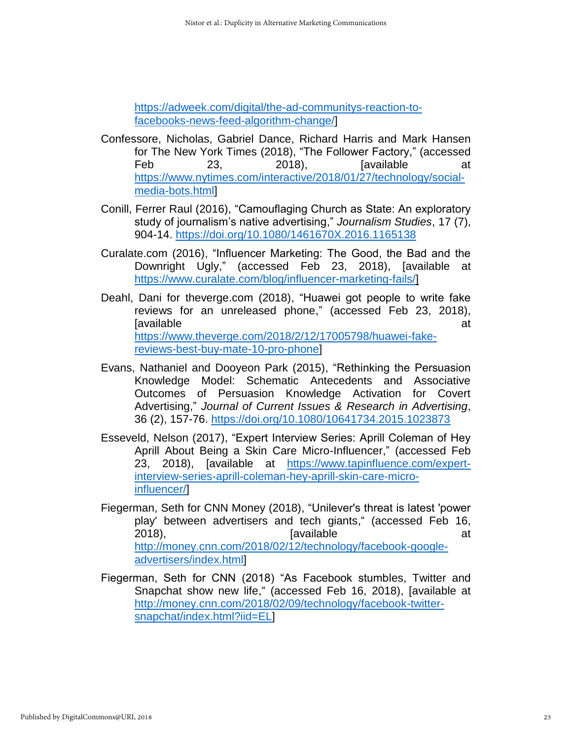https://adweek.com/digital/the-ad-communitys-reaction-to-facebooks-news-feed-algorithm-change/]

Confessore, Nicholas, Gabriel Dance, Richard Harris and Mark Hansen for The New York Times (2018), "The Follower Factory," (accessed Feb 23, 2018), [available at https://www.nytimes.com/interactive/2018/01/27/technology/social-media-bots.html]

Conill, Ferrer Raul (2016), "Camouflaging Church as State: An exploratory study of journalism's native advertising," *Journalism Studies*, 17 (7), 904-14. https://doi.org/10.1080/1461670X.2016.1165138

Curalate.com (2016), "Influencer Marketing: The Good, the Bad and the Downright Ugly," (accessed Feb 23, 2018), [available at https://www.curalate.com/blog/influencer-marketing-fails/]

Deahl, Dani for theverge.com (2018), "Huawei got people to write fake reviews for an unreleased phone," (accessed Feb 23, 2018), [available at https://www.theverge.com/2018/2/12/17005798/huawei-fake-reviews-best-buy-mate-10-pro-phone]

Evans, Nathaniel and Dooyeon Park (2015), "Rethinking the Persuasion Knowledge Model: Schematic Antecedents and Associative Outcomes of Persuasion Knowledge Activation for Covert Advertising," *Journal of Current Issues & Research in Advertising*, 36 (2), 157-76. https://doi.org/10.1080/10641734.2015.1023873

Esseveld, Nelson (2017), "Expert Interview Series: Aprill Coleman of Hey Aprill About Being a Skin Care Micro-Influencer," (accessed Feb 23, 2018), [available at https://www.tapinfluence.com/expert-interview-series-aprill-coleman-hey-aprill-skin-care-micro-influencer/]

Fiegerman, Seth for CNN Money (2018), "Unilever's threat is latest 'power play' between advertisers and tech giants," (accessed Feb 16, 2018), [available at http://money.cnn.com/2018/02/12/technology/facebook-google-advertisers/index.html]

Fiegerman, Seth for CNN (2018) "As Facebook stumbles, Twitter and Snapchat show new life," (accessed Feb 16, 2018), [available at http://money.cnn.com/2018/02/09/technology/facebook-twitter-snapchat/index.html?iid=EL]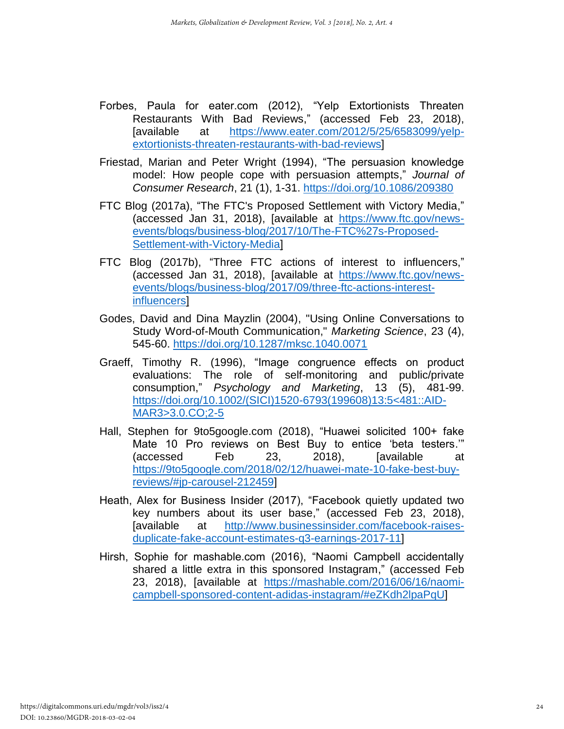Forbes, Paula for eater.com (2012), "Yelp Extortionists Threaten Restaurants With Bad Reviews," (accessed Feb 23, 2018), [available at https://www.eater.com/2012/5/25/6583099/yelp-extortionists-threaten-restaurants-with-bad-reviews]

Friestad, Marian and Peter Wright (1994), "The persuasion knowledge model: How people cope with persuasion attempts," *Journal of Consumer Research*, 21 (1), 1-31. https://doi.org/10.1086/209380

FTC Blog (2017a), "The FTC's Proposed Settlement with Victory Media," (accessed Jan 31, 2018), [available at https://www.ftc.gov/news-events/blogs/business-blog/2017/10/The-FTC%27s-Proposed-Settlement-with-Victory-Media]

FTC Blog (2017b), "Three FTC actions of interest to influencers," (accessed Jan 31, 2018), [available at https://www.ftc.gov/news-events/blogs/business-blog/2017/09/three-ftc-actions-interest-influencers]

Godes, David and Dina Mayzlin (2004), "Using Online Conversations to Study Word-of-Mouth Communication," *Marketing Science*, 23 (4), 545-60. https://doi.org/10.1287/mksc.1040.0071

Graeff, Timothy R. (1996), "Image congruence effects on product evaluations: The role of self-monitoring and public/private consumption," *Psychology and Marketing*, 13 (5), 481-99. https://doi.org/10.1002/(SICI)1520-6793(199608)13:5<481::AID-MAR3>3.0.CO;2-5

Hall, Stephen for 9to5google.com (2018), "Huawei solicited 100+ fake Mate 10 Pro reviews on Best Buy to entice 'beta testers.'" (accessed Feb 23, 2018), [available at https://9to5google.com/2018/02/12/huawei-mate-10-fake-best-buy-reviews/#jp-carousel-212459]

Heath, Alex for Business Insider (2017), "Facebook quietly updated two key numbers about its user base," (accessed Feb 23, 2018), [available at http://www.businessinsider.com/facebook-raises-duplicate-fake-account-estimates-q3-earnings-2017-11]

Hirsh, Sophie for mashable.com (2016), "Naomi Campbell accidentally shared a little extra in this sponsored Instagram," (accessed Feb 23, 2018), [available at https://mashable.com/2016/06/16/naomi-campbell-sponsored-content-adidas-instagram/#eZKdh2lpaPqU]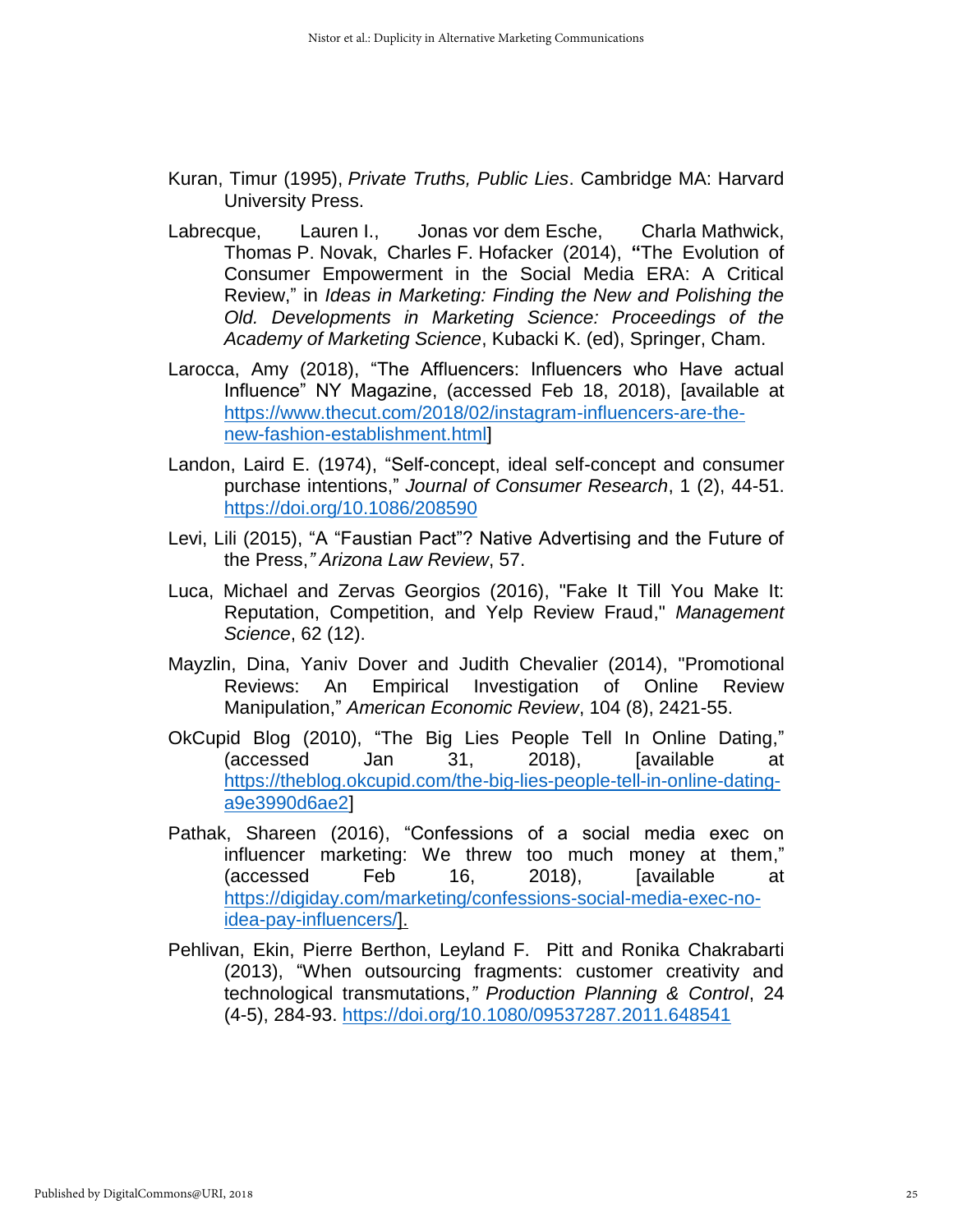Kuran, Timur (1995), *Private Truths, Public Lies*. Cambridge MA: Harvard University Press.

Labrecque, Lauren I., Jonas vor dem Esche, Charla Mathwick, Thomas P. Novak, Charles F. Hofacker (2014), **"**The Evolution of Consumer Empowerment in the Social Media ERA: A Critical Review," in *Ideas in Marketing: Finding the New and Polishing the Old. Developments in Marketing Science: Proceedings of the Academy of Marketing Science*, Kubacki K. (ed), Springer, Cham.

Larocca, Amy (2018), "The Affluencers: Influencers who Have actual Influence" NY Magazine, (accessed Feb 18, 2018), [available at https://www.thecut.com/2018/02/instagram-influencers-are-the-new-fashion-establishment.html]

Landon, Laird E. (1974), "Self-concept, ideal self-concept and consumer purchase intentions," *Journal of Consumer Research*, 1 (2), 44-51. https://doi.org/10.1086/208590

Levi, Lili (2015), "A "Faustian Pact"? Native Advertising and the Future of the Press,*" Arizona Law Review*, 57.

Luca, Michael and Zervas Georgios (2016), "Fake It Till You Make It: Reputation, Competition, and Yelp Review Fraud," *Management Science*, 62 (12).

Mayzlin, Dina, Yaniv Dover and Judith Chevalier (2014), "Promotional Reviews: An Empirical Investigation of Online Review Manipulation," *American Economic Review*, 104 (8), 2421-55.

OkCupid Blog (2010), "The Big Lies People Tell In Online Dating," (accessed Jan 31, 2018), [available at https://theblog.okcupid.com/the-big-lies-people-tell-in-online-dating-a9e3990d6ae2]

Pathak, Shareen (2016), "Confessions of a social media exec on influencer marketing: We threw too much money at them," (accessed Feb 16, 2018), [available at https://digiday.com/marketing/confessions-social-media-exec-no-idea-pay-influencers/].

Pehlivan, Ekin, Pierre Berthon, Leyland F. Pitt and Ronika Chakrabarti (2013), "When outsourcing fragments: customer creativity and technological transmutations,*" Production Planning & Control*, 24 (4-5), 284-93. https://doi.org/10.1080/09537287.2011.648541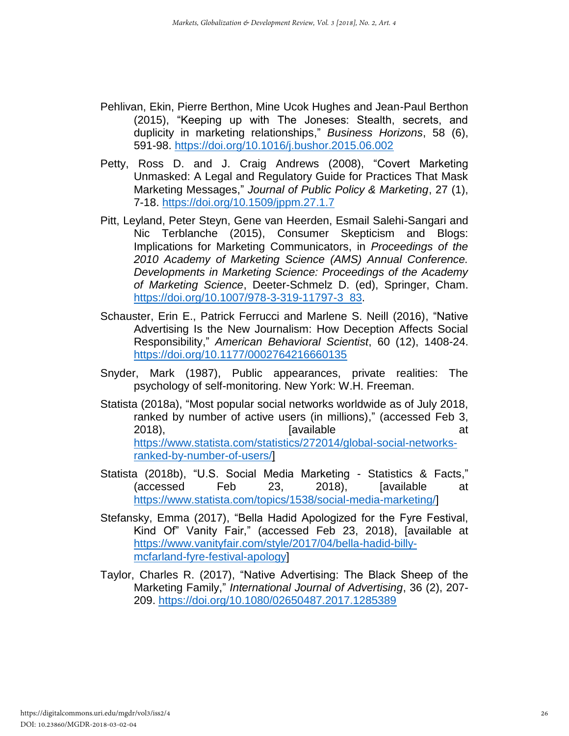Pehlivan, Ekin, Pierre Berthon, Mine Ucok Hughes and Jean-Paul Berthon (2015), "Keeping up with The Joneses: Stealth, secrets, and duplicity in marketing relationships," *Business Horizons*, 58 (6), 591-98. https://doi.org/10.1016/j.bushor.2015.06.002

Petty, Ross D. and J. Craig Andrews (2008), "Covert Marketing Unmasked: A Legal and Regulatory Guide for Practices That Mask Marketing Messages," *Journal of Public Policy & Marketing*, 27 (1), 7-18. https://doi.org/10.1509/jppm.27.1.7

Pitt, Leyland, Peter Steyn, Gene van Heerden, Esmail Salehi-Sangari and Nic Terblanche (2015), Consumer Skepticism and Blogs: Implications for Marketing Communicators, in *Proceedings of the 2010 Academy of Marketing Science (AMS) Annual Conference. Developments in Marketing Science: Proceedings of the Academy of Marketing Science*, Deeter-Schmelz D. (ed), Springer, Cham. https://doi.org/10.1007/978-3-319-11797-3_83.

Schauster, Erin E., Patrick Ferrucci and Marlene S. Neill (2016), "Native Advertising Is the New Journalism: How Deception Affects Social Responsibility," *American Behavioral Scientist*, 60 (12), 1408-24. https://doi.org/10.1177/0002764216660135

Snyder, Mark (1987), Public appearances, private realities: The psychology of self-monitoring. New York: W.H. Freeman.

Statista (2018a), "Most popular social networks worldwide as of July 2018, ranked by number of active users (in millions)," (accessed Feb 3, 2018), [available at https://www.statista.com/statistics/272014/global-social-networks-ranked-by-number-of-users/]

Statista (2018b), "U.S. Social Media Marketing - Statistics & Facts," (accessed Feb 23, 2018), [available at https://www.statista.com/topics/1538/social-media-marketing/]

Stefansky, Emma (2017), "Bella Hadid Apologized for the Fyre Festival, Kind Of" Vanity Fair," (accessed Feb 23, 2018), [available at https://www.vanityfair.com/style/2017/04/bella-hadid-billy-mcfarland-fyre-festival-apology]

Taylor, Charles R. (2017), "Native Advertising: The Black Sheep of the Marketing Family," *International Journal of Advertising*, 36 (2), 207-209. https://doi.org/10.1080/02650487.2017.1285389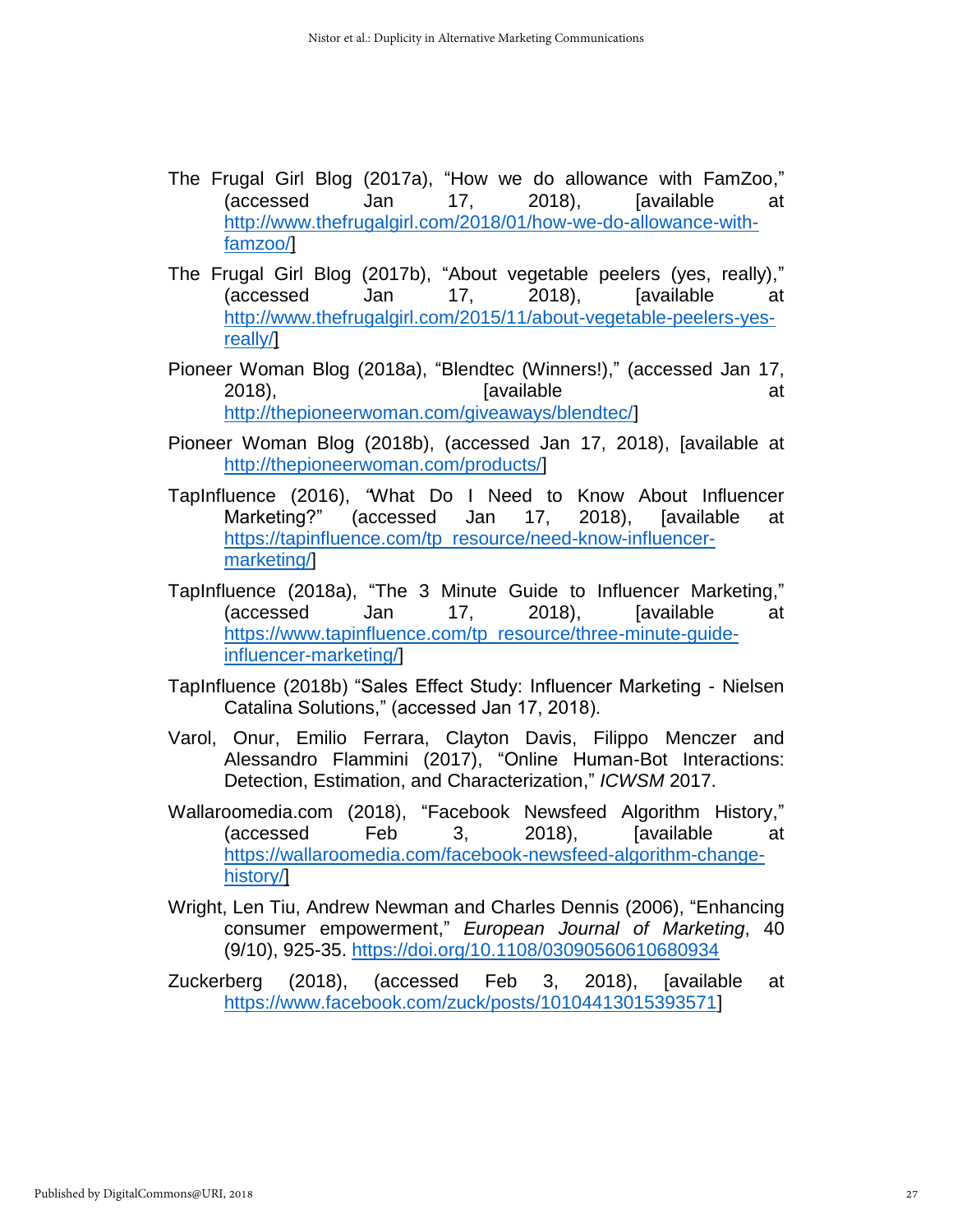The Frugal Girl Blog (2017a), "How we do allowance with FamZoo," (accessed Jan 17, 2018), [available at http://www.thefrugalgirl.com/2018/01/how-we-do-allowance-with-famzoo/]

The Frugal Girl Blog (2017b), "About vegetable peelers (yes, really)," (accessed Jan 17, 2018), [available at http://www.thefrugalgirl.com/2015/11/about-vegetable-peelers-yes-really/]

Pioneer Woman Blog (2018a), "Blendtec (Winners!)," (accessed Jan 17, 2018), [available at http://thepioneerwoman.com/giveaways/blendtec/]

Pioneer Woman Blog (2018b), (accessed Jan 17, 2018), [available at http://thepioneerwoman.com/products/]

TapInfluence (2016), "What Do I Need to Know About Influencer Marketing?" (accessed Jan 17, 2018), [available at https://tapinfluence.com/tp_resource/need-know-influencer-marketing/]

TapInfluence (2018a), "The 3 Minute Guide to Influencer Marketing," (accessed Jan 17, 2018), [available at https://www.tapinfluence.com/tp_resource/three-minute-guide-influencer-marketing/]

TapInfluence (2018b) "Sales Effect Study: Influencer Marketing - Nielsen Catalina Solutions," (accessed Jan 17, 2018).

Varol, Onur, Emilio Ferrara, Clayton Davis, Filippo Menczer and Alessandro Flammini (2017), "Online Human-Bot Interactions: Detection, Estimation, and Characterization," *ICWSM* 2017.

Wallaroomedia.com (2018), "Facebook Newsfeed Algorithm History," (accessed Feb 3, 2018), [available at https://wallaroomedia.com/facebook-newsfeed-algorithm-change-history/]

Wright, Len Tiu, Andrew Newman and Charles Dennis (2006), "Enhancing consumer empowerment," *European Journal of Marketing*, 40 (9/10), 925-35. https://doi.org/10.1108/03090560610680934

Zuckerberg (2018), (accessed Feb 3, 2018), [available at https://www.facebook.com/zuck/posts/10104413015393571]